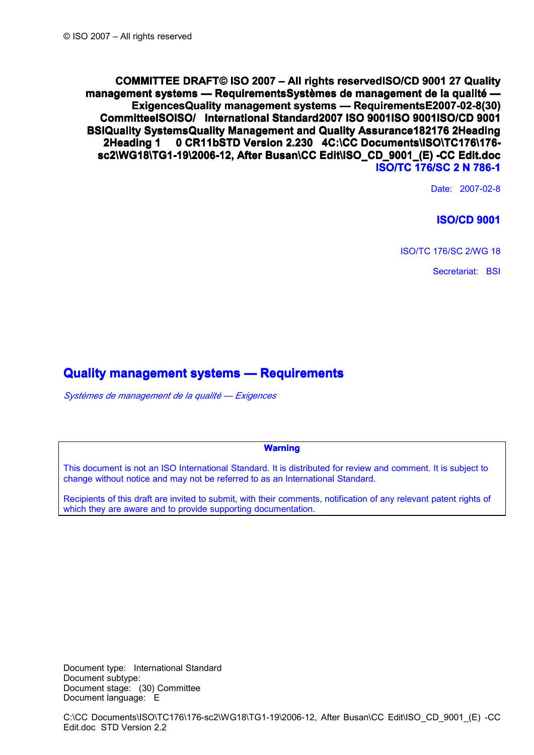© ISO 2007 – All rights reserved

**COMMITTEE DRAFT© ISO 2007 – All rights reservedISO/CD 9001 27 Quality management systems — RequirementsSystèmes de management de la qualité — ExigencesQuality management systems — RequirementsE2007-02-8(30) CommitteeISOISO/ International Standard2007 ISO 9001ISO 9001ISO/CD 9001 BSIQuality SystemsQuality Management and Quality Assurance182176 2Heading 2Heading 1 0 CR11bSTD Version 2.230 4C:\CC Documents\ISO\TC176\176-sc2\WG18\TG1-19\2006-12, After Busan\CC Edit\ISO_CD_9001_(E) -CC Edit.doc**

**ISO/TC 176/SC 2 N 786-1**

Date: 2007-02-8

**ISO/CD 9001**

ISO/TC 176/SC 2/WG 18

Secretariat: BSI

# Quality management systems — Requirements

*Systèmes de management de la qualité — Exigences*

> **Warning**
>
> This document is not an ISO International Standard. It is distributed for review and comment. It is subject to change without notice and may not be referred to as an International Standard.
>
> Recipients of this draft are invited to submit, with their comments, notification of any relevant patent rights of which they are aware and to provide supporting documentation.

Document type: International Standard
Document subtype:
Document stage: (30) Committee
Document language: E

C:\CC Documents\ISO\TC176\176-sc2\WG18\TG1-19\2006-12, After Busan\CC Edit\ISO_CD_9001_(E) -CC Edit.doc STD Version 2.2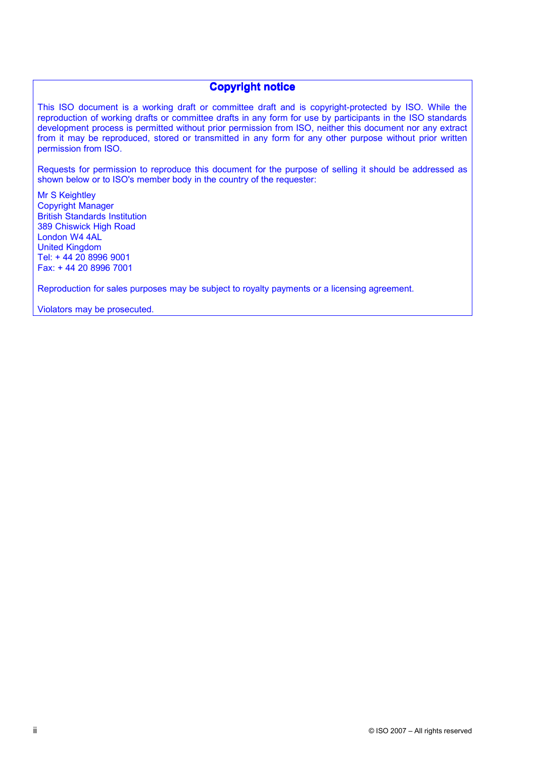## Copyright notice

This ISO document is a working draft or committee draft and is copyright-protected by ISO. While the reproduction of working drafts or committee drafts in any form for use by participants in the ISO standards development process is permitted without prior permission from ISO, neither this document nor any extract from it may be reproduced, stored or transmitted in any form for any other purpose without prior written permission from ISO.

Requests for permission to reproduce this document for the purpose of selling it should be addressed as shown below or to ISO's member body in the country of the requester:

Mr S Keightley  
Copyright Manager  
British Standards Institution  
389 Chiswick High Road  
London W4 4AL  
United Kingdom  
Tel: + 44 20 8996 9001  
Fax: + 44 20 8996 7001

Reproduction for sales purposes may be subject to royalty payments or a licensing agreement.

Violators may be prosecuted.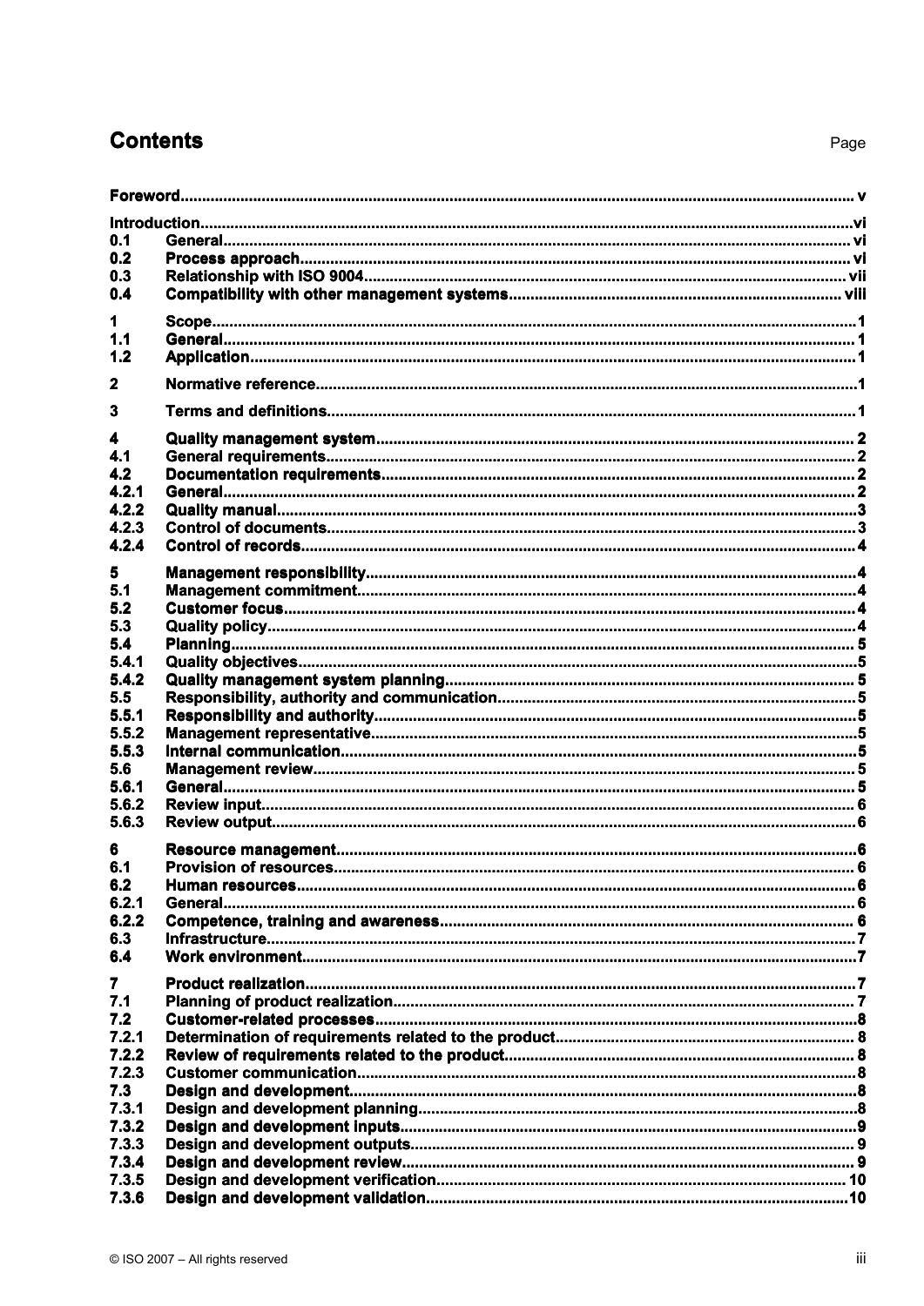# Contents

| | | Page |
|---|---|---|
| **Foreword** | | **v** |
| **Introduction** | | **vi** |
| **0.1** | **General** | **vi** |
| **0.2** | **Process approach** | **vi** |
| **0.3** | **Relationship with ISO 9004** | **vii** |
| **0.4** | **Compatibility with other management systems** | **viii** |
| **1** | **Scope** | **1** |
| **1.1** | **General** | **1** |
| **1.2** | **Application** | **1** |
| **2** | **Normative reference** | **1** |
| **3** | **Terms and definitions** | **1** |
| **4** | **Quality management system** | **2** |
| **4.1** | **General requirements** | **2** |
| **4.2** | **Documentation requirements** | **2** |
| **4.2.1** | **General** | **2** |
| **4.2.2** | **Quality manual** | **3** |
| **4.2.3** | **Control of documents** | **3** |
| **4.2.4** | **Control of records** | **4** |
| **5** | **Management responsibility** | **4** |
| **5.1** | **Management commitment** | **4** |
| **5.2** | **Customer focus** | **4** |
| **5.3** | **Quality policy** | **4** |
| **5.4** | **Planning** | **5** |
| **5.4.1** | **Quality objectives** | **5** |
| **5.4.2** | **Quality management system planning** | **5** |
| **5.5** | **Responsibility, authority and communication** | **5** |
| **5.5.1** | **Responsibility and authority** | **5** |
| **5.5.2** | **Management representative** | **5** |
| **5.5.3** | **Internal communication** | **5** |
| **5.6** | **Management review** | **5** |
| **5.6.1** | **General** | **5** |
| **5.6.2** | **Review input** | **6** |
| **5.6.3** | **Review output** | **6** |
| **6** | **Resource management** | **6** |
| **6.1** | **Provision of resources** | **6** |
| **6.2** | **Human resources** | **6** |
| **6.2.1** | **General** | **6** |
| **6.2.2** | **Competence, training and awareness** | **6** |
| **6.3** | **Infrastructure** | **7** |
| **6.4** | **Work environment** | **7** |
| **7** | **Product realization** | **7** |
| **7.1** | **Planning of product realization** | **7** |
| **7.2** | **Customer-related processes** | **8** |
| **7.2.1** | **Determination of requirements related to the product** | **8** |
| **7.2.2** | **Review of requirements related to the product** | **8** |
| **7.2.3** | **Customer communication** | **8** |
| **7.3** | **Design and development** | **8** |
| **7.3.1** | **Design and development planning** | **8** |
| **7.3.2** | **Design and development inputs** | **9** |
| **7.3.3** | **Design and development outputs** | **9** |
| **7.3.4** | **Design and development review** | **9** |
| **7.3.5** | **Design and development verification** | **10** |
| **7.3.6** | **Design and development validation** | **10** |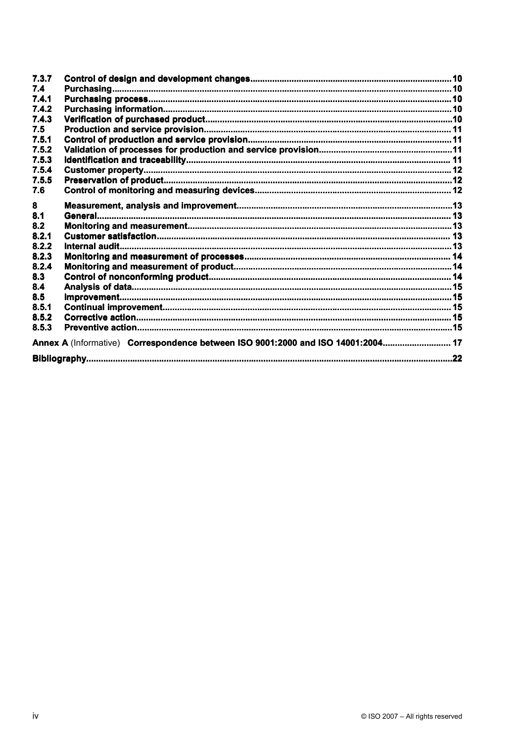| | | |
|---|---|---|
| 7.3.7 | Control of design and development changes | 10 |
| 7.4 | Purchasing | 10 |
| 7.4.1 | Purchasing process | 10 |
| 7.4.2 | Purchasing information | 10 |
| 7.4.3 | Verification of purchased product | 10 |
| 7.5 | Production and service provision | 11 |
| 7.5.1 | Control of production and service provision | 11 |
| 7.5.2 | Validation of processes for production and service provision | 11 |
| 7.5.3 | Identification and traceability | 11 |
| 7.5.4 | Customer property | 12 |
| 7.5.5 | Preservation of product | 12 |
| 7.6 | Control of monitoring and measuring devices | 12 |
| 8 | Measurement, analysis and improvement | 13 |
| 8.1 | General | 13 |
| 8.2 | Monitoring and measurement | 13 |
| 8.2.1 | Customer satisfaction | 13 |
| 8.2.2 | Internal audit | 13 |
| 8.2.3 | Monitoring and measurement of processes | 14 |
| 8.2.4 | Monitoring and measurement of product | 14 |
| 8.3 | Control of nonconforming product | 14 |
| 8.4 | Analysis of data | 15 |
| 8.5 | Improvement | 15 |
| 8.5.1 | Continual improvement | 15 |
| 8.5.2 | Corrective action | 15 |
| 8.5.3 | Preventive action | 15 |
| **Annex A** (Informative) | **Correspondence between ISO 9001:2000 and ISO 14001:2004** | 17 |
| **Bibliography** | | 22 |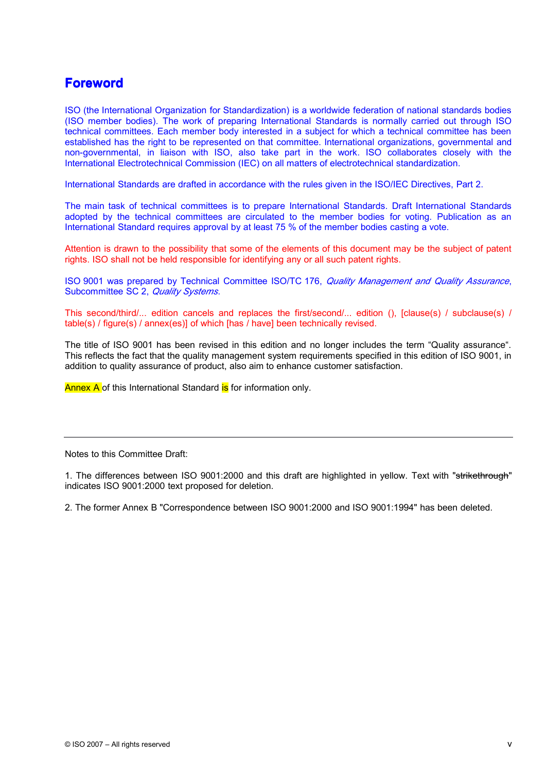# Foreword

ISO (the International Organization for Standardization) is a worldwide federation of national standards bodies (ISO member bodies). The work of preparing International Standards is normally carried out through ISO technical committees. Each member body interested in a subject for which a technical committee has been established has the right to be represented on that committee. International organizations, governmental and non-governmental, in liaison with ISO, also take part in the work. ISO collaborates closely with the International Electrotechnical Commission (IEC) on all matters of electrotechnical standardization.

International Standards are drafted in accordance with the rules given in the ISO/IEC Directives, Part 2.

The main task of technical committees is to prepare International Standards. Draft International Standards adopted by the technical committees are circulated to the member bodies for voting. Publication as an International Standard requires approval by at least 75 % of the member bodies casting a vote.

Attention is drawn to the possibility that some of the elements of this document may be the subject of patent rights. ISO shall not be held responsible for identifying any or all such patent rights.

ISO 9001 was prepared by Technical Committee ISO/TC 176, *Quality Management and Quality Assurance*, Subcommittee SC 2, *Quality Systems*.

This second/third/... edition cancels and replaces the first/second/... edition (), [clause(s) / subclause(s) / table(s) / figure(s) / annex(es)] of which [has / have] been technically revised.

The title of ISO 9001 has been revised in this edition and no longer includes the term "Quality assurance". This reflects the fact that the quality management system requirements specified in this edition of ISO 9001, in addition to quality assurance of product, also aim to enhance customer satisfaction.

Annex A of this International Standard is for information only.

---

Notes to this Committee Draft:

1. The differences between ISO 9001:2000 and this draft are highlighted in yellow. Text with "~~strikethrough~~" indicates ISO 9001:2000 text proposed for deletion.

2. The former Annex B "Correspondence between ISO 9001:2000 and ISO 9001:1994" has been deleted.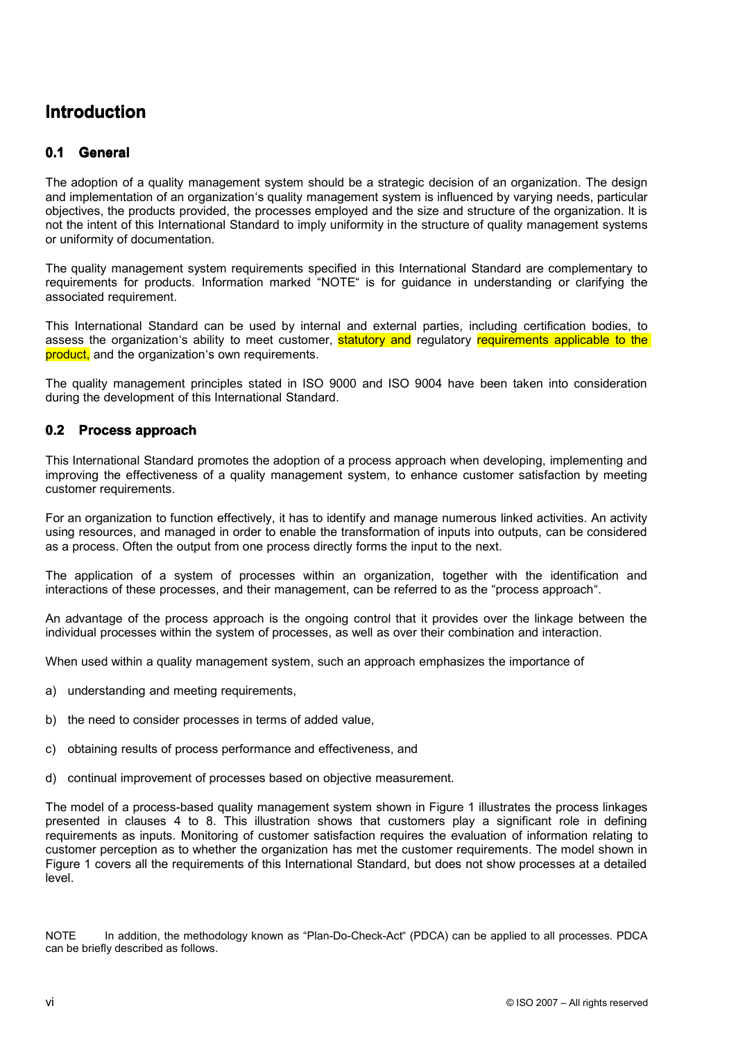# Introduction

## 0.1 General

The adoption of a quality management system should be a strategic decision of an organization. The design and implementation of an organization's quality management system is influenced by varying needs, particular objectives, the products provided, the processes employed and the size and structure of the organization. It is not the intent of this International Standard to imply uniformity in the structure of quality management systems or uniformity of documentation.

The quality management system requirements specified in this International Standard are complementary to requirements for products. Information marked "NOTE" is for guidance in understanding or clarifying the associated requirement.

This International Standard can be used by internal and external parties, including certification bodies, to assess the organization's ability to meet customer, statutory and regulatory requirements applicable to the product, and the organization's own requirements.

The quality management principles stated in ISO 9000 and ISO 9004 have been taken into consideration during the development of this International Standard.

## 0.2 Process approach

This International Standard promotes the adoption of a process approach when developing, implementing and improving the effectiveness of a quality management system, to enhance customer satisfaction by meeting customer requirements.

For an organization to function effectively, it has to identify and manage numerous linked activities. An activity using resources, and managed in order to enable the transformation of inputs into outputs, can be considered as a process. Often the output from one process directly forms the input to the next.

The application of a system of processes within an organization, together with the identification and interactions of these processes, and their management, can be referred to as the "process approach".

An advantage of the process approach is the ongoing control that it provides over the linkage between the individual processes within the system of processes, as well as over their combination and interaction.

When used within a quality management system, such an approach emphasizes the importance of

a) understanding and meeting requirements,

b) the need to consider processes in terms of added value,

c) obtaining results of process performance and effectiveness, and

d) continual improvement of processes based on objective measurement.

The model of a process-based quality management system shown in Figure 1 illustrates the process linkages presented in clauses 4 to 8. This illustration shows that customers play a significant role in defining requirements as inputs. Monitoring of customer satisfaction requires the evaluation of information relating to customer perception as to whether the organization has met the customer requirements. The model shown in Figure 1 covers all the requirements of this International Standard, but does not show processes at a detailed level.

NOTE In addition, the methodology known as "Plan-Do-Check-Act" (PDCA) can be applied to all processes. PDCA can be briefly described as follows.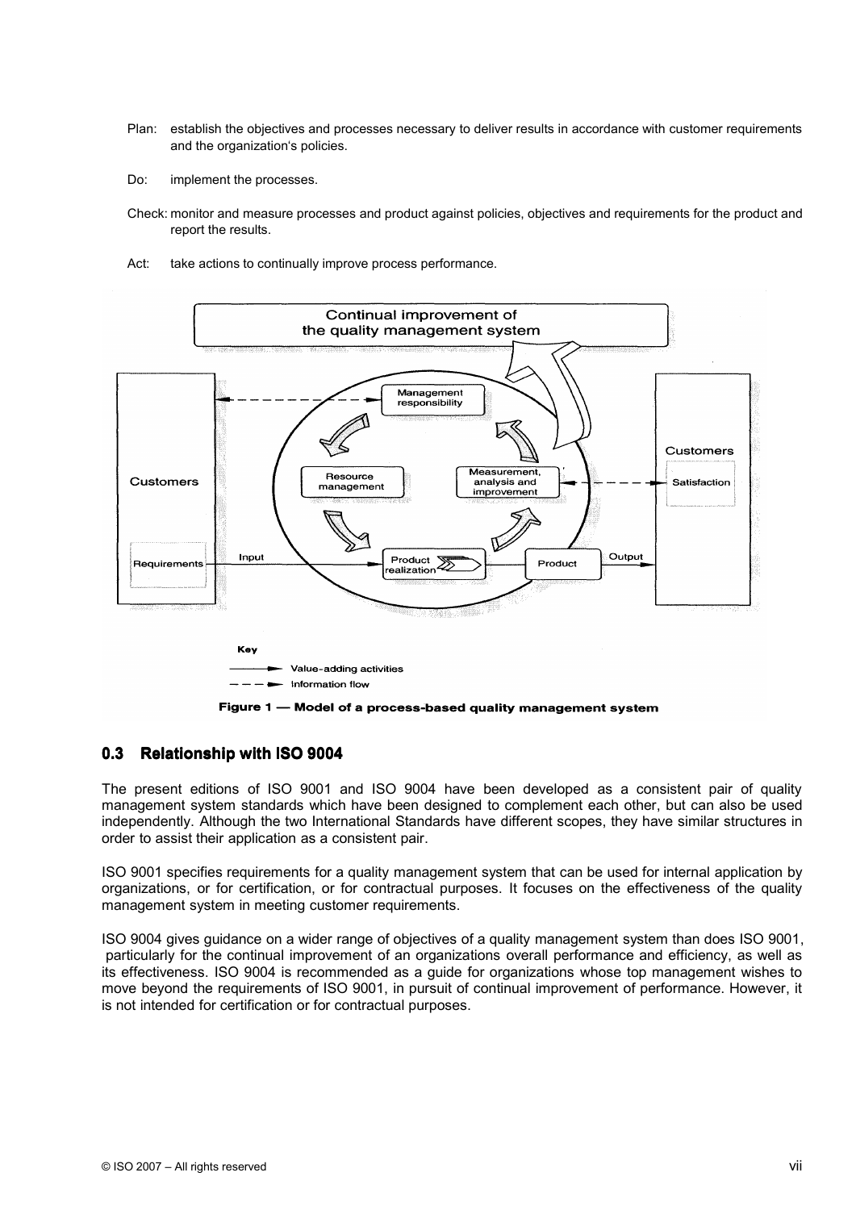Plan: establish the objectives and processes necessary to deliver results in accordance with customer requirements and the organization's policies.

Do: implement the processes.

Check: monitor and measure processes and product against policies, objectives and requirements for the product and report the results.

Act: take actions to continually improve process performance.

Figure 1 — Model of a process-based quality management system

## 0.3 Relationship with ISO 9004

The present editions of ISO 9001 and ISO 9004 have been developed as a consistent pair of quality management system standards which have been designed to complement each other, but can also be used independently. Although the two International Standards have different scopes, they have similar structures in order to assist their application as a consistent pair.

ISO 9001 specifies requirements for a quality management system that can be used for internal application by organizations, or for certification, or for contractual purposes. It focuses on the effectiveness of the quality management system in meeting customer requirements.

ISO 9004 gives guidance on a wider range of objectives of a quality management system than does ISO 9001, particularly for the continual improvement of an organizations overall performance and efficiency, as well as its effectiveness. ISO 9004 is recommended as a guide for organizations whose top management wishes to move beyond the requirements of ISO 9001, in pursuit of continual improvement of performance. However, it is not intended for certification or for contractual purposes.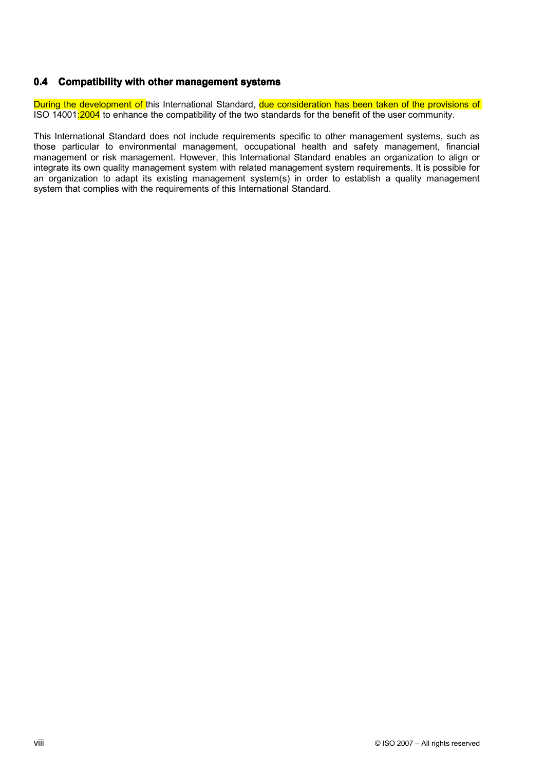## 0.4 Compatibility with other management systems

During the development of this International Standard, due consideration has been taken of the provisions of ISO 14001:2004 to enhance the compatibility of the two standards for the benefit of the user community.

This International Standard does not include requirements specific to other management systems, such as those particular to environmental management, occupational health and safety management, financial management or risk management. However, this International Standard enables an organization to align or integrate its own quality management system with related management system requirements. It is possible for an organization to adapt its existing management system(s) in order to establish a quality management system that complies with the requirements of this International Standard.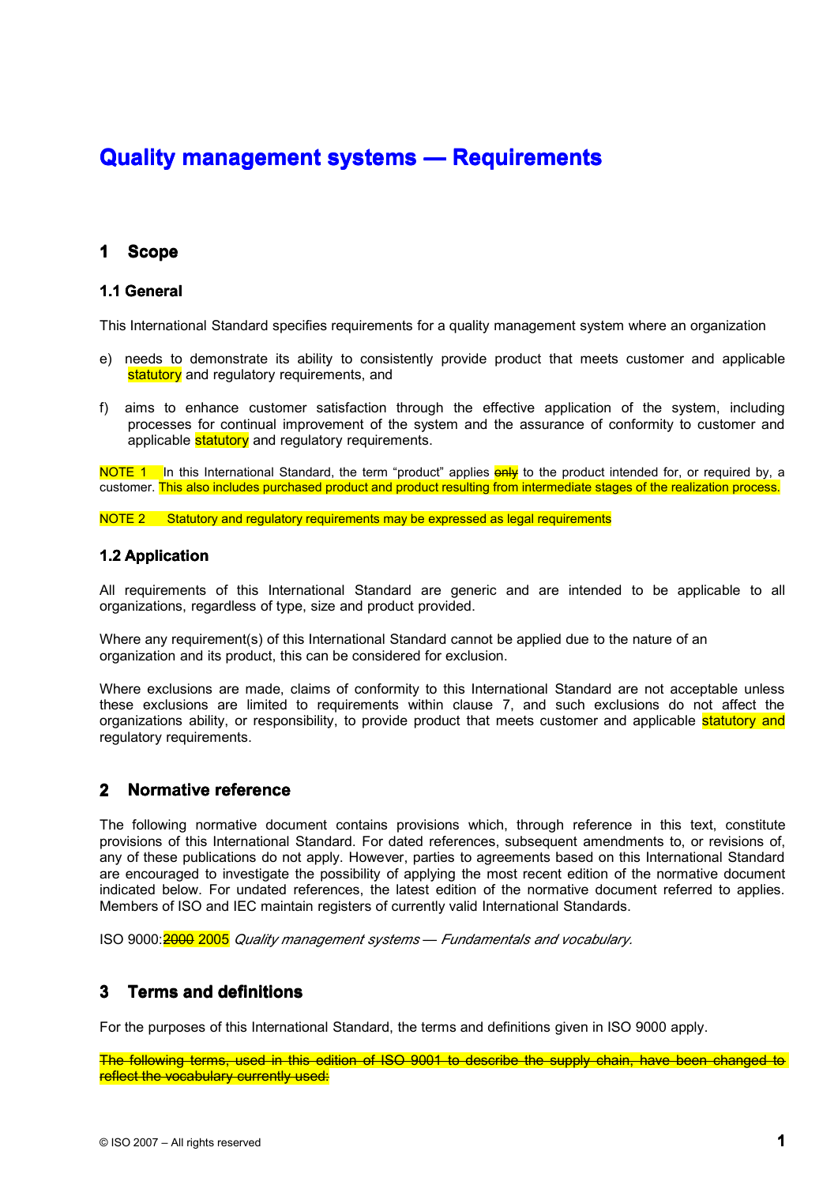# Quality management systems — Requirements

## 1 Scope

### 1.1 General

This International Standard specifies requirements for a quality management system where an organization

e) needs to demonstrate its ability to consistently provide product that meets customer and applicable statutory and regulatory requirements, and

f) aims to enhance customer satisfaction through the effective application of the system, including processes for continual improvement of the system and the assurance of conformity to customer and applicable statutory and regulatory requirements.

NOTE 1 In this International Standard, the term "product" applies ~~only~~ to the product intended for, or required by, a customer. This also includes purchased product and product resulting from intermediate stages of the realization process.

NOTE 2 Statutory and regulatory requirements may be expressed as legal requirements

### 1.2 Application

All requirements of this International Standard are generic and are intended to be applicable to all organizations, regardless of type, size and product provided.

Where any requirement(s) of this International Standard cannot be applied due to the nature of an organization and its product, this can be considered for exclusion.

Where exclusions are made, claims of conformity to this International Standard are not acceptable unless these exclusions are limited to requirements within clause 7, and such exclusions do not affect the organizations ability, or responsibility, to provide product that meets customer and applicable statutory and regulatory requirements.

## 2 Normative reference

The following normative document contains provisions which, through reference in this text, constitute provisions of this International Standard. For dated references, subsequent amendments to, or revisions of, any of these publications do not apply. However, parties to agreements based on this International Standard are encouraged to investigate the possibility of applying the most recent edition of the normative document indicated below. For undated references, the latest edition of the normative document referred to applies. Members of ISO and IEC maintain registers of currently valid International Standards.

ISO 9000:~~2000~~ 2005 *Quality management systems — Fundamentals and vocabulary.*

## 3 Terms and definitions

For the purposes of this International Standard, the terms and definitions given in ISO 9000 apply.

~~The following terms, used in this edition of ISO 9001 to describe the supply chain, have been changed to reflect the vocabulary currently used:~~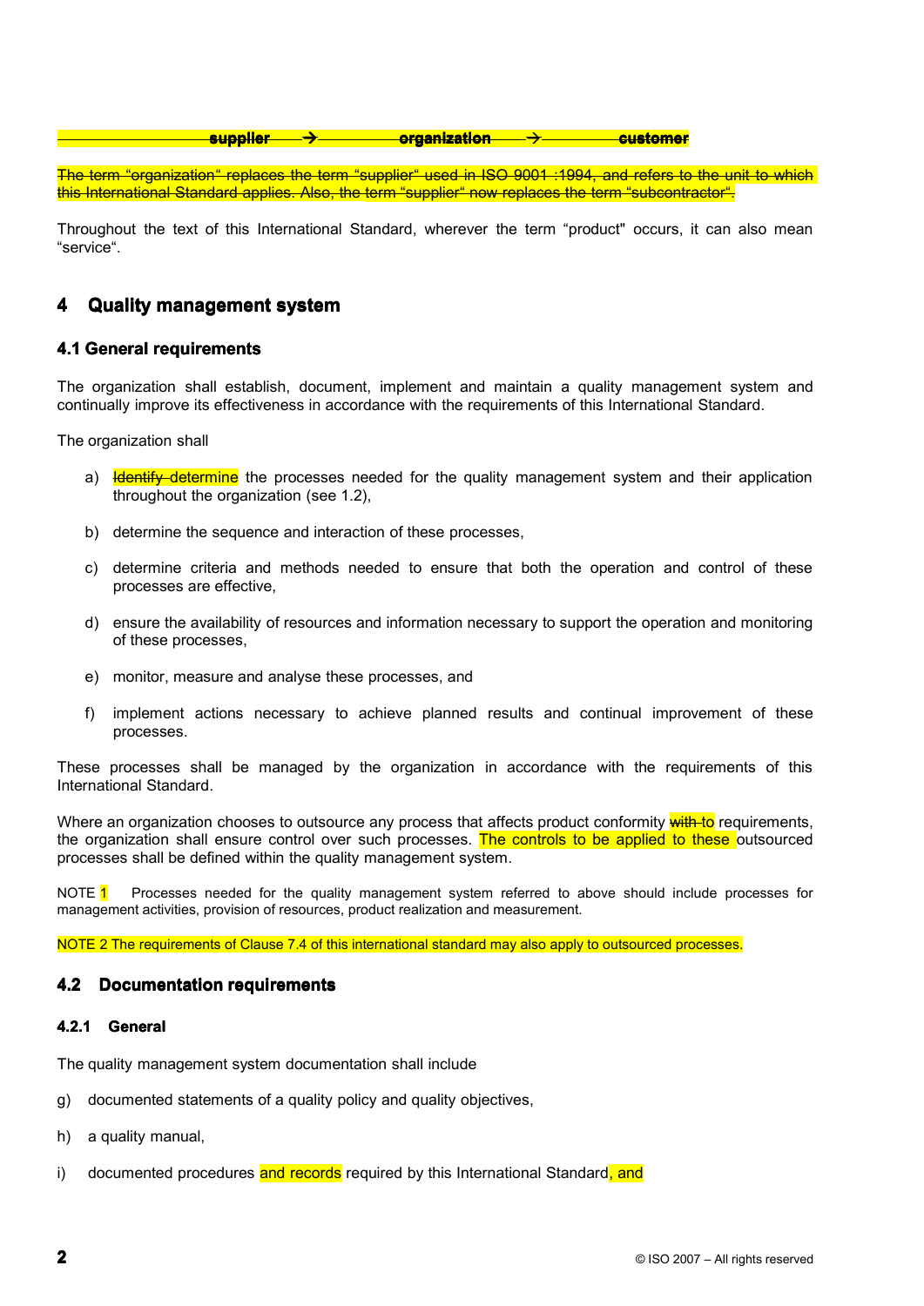~~supplier → organization → customer~~

~~The term “organization“ replaces the term “supplier“ used in ISO 9001 :1994, and refers to the unit to which this International Standard applies. Also, the term “supplier“ now replaces the term “subcontractor“.~~

Throughout the text of this International Standard, wherever the term “product" occurs, it can also mean “service“.

# 4 Quality management system

## 4.1 General requirements

The organization shall establish, document, implement and maintain a quality management system and continually improve its effectiveness in accordance with the requirements of this International Standard.

The organization shall

a) ~~Identify~~ determine the processes needed for the quality management system and their application throughout the organization (see 1.2),

b) determine the sequence and interaction of these processes,

c) determine criteria and methods needed to ensure that both the operation and control of these processes are effective,

d) ensure the availability of resources and information necessary to support the operation and monitoring of these processes,

e) monitor, measure and analyse these processes, and

f) implement actions necessary to achieve planned results and continual improvement of these processes.

These processes shall be managed by the organization in accordance with the requirements of this International Standard.

Where an organization chooses to outsource any process that affects product conformity ~~with~~ to requirements, the organization shall ensure control over such processes. The controls to be applied to these outsourced processes shall be defined within the quality management system.

NOTE 1 Processes needed for the quality management system referred to above should include processes for management activities, provision of resources, product realization and measurement.

NOTE 2 The requirements of Clause 7.4 of this international standard may also apply to outsourced processes.

## 4.2 Documentation requirements

### 4.2.1 General

The quality management system documentation shall include

g) documented statements of a quality policy and quality objectives,

h) a quality manual,

i) documented procedures and records required by this International Standard, and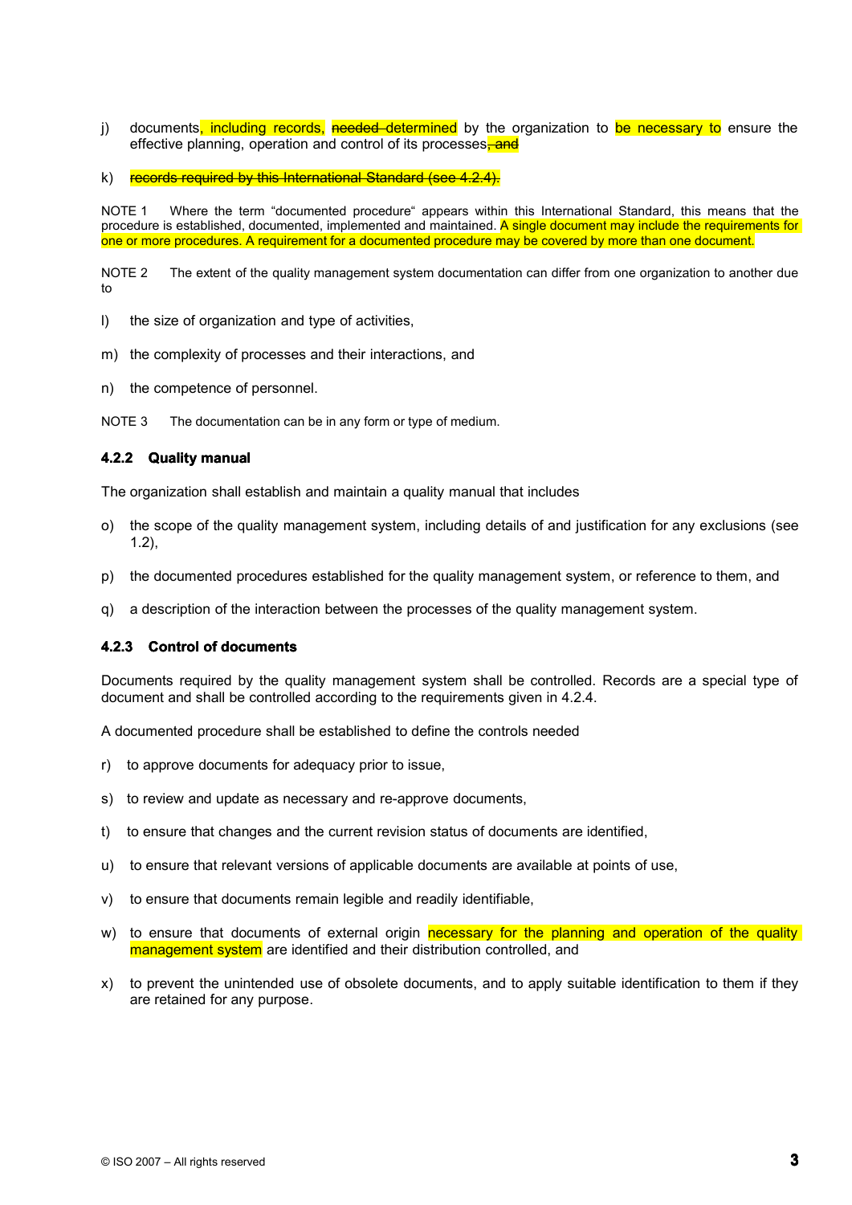j) documents, including records, ~~needed~~ determined by the organization to be necessary to ensure the effective planning, operation and control of its processes~~, and~~

k) ~~records required by this International Standard (see 4.2.4).~~

NOTE 1 Where the term "documented procedure" appears within this International Standard, this means that the procedure is established, documented, implemented and maintained. A single document may include the requirements for one or more procedures. A requirement for a documented procedure may be covered by more than one document.

NOTE 2 The extent of the quality management system documentation can differ from one organization to another due to

l) the size of organization and type of activities,

m) the complexity of processes and their interactions, and

n) the competence of personnel.

NOTE 3 The documentation can be in any form or type of medium.

### 4.2.2 Quality manual

The organization shall establish and maintain a quality manual that includes

o) the scope of the quality management system, including details of and justification for any exclusions (see 1.2),

p) the documented procedures established for the quality management system, or reference to them, and

q) a description of the interaction between the processes of the quality management system.

### 4.2.3 Control of documents

Documents required by the quality management system shall be controlled. Records are a special type of document and shall be controlled according to the requirements given in 4.2.4.

A documented procedure shall be established to define the controls needed

r) to approve documents for adequacy prior to issue,

s) to review and update as necessary and re-approve documents,

t) to ensure that changes and the current revision status of documents are identified,

u) to ensure that relevant versions of applicable documents are available at points of use,

v) to ensure that documents remain legible and readily identifiable,

w) to ensure that documents of external origin necessary for the planning and operation of the quality management system are identified and their distribution controlled, and

x) to prevent the unintended use of obsolete documents, and to apply suitable identification to them if they are retained for any purpose.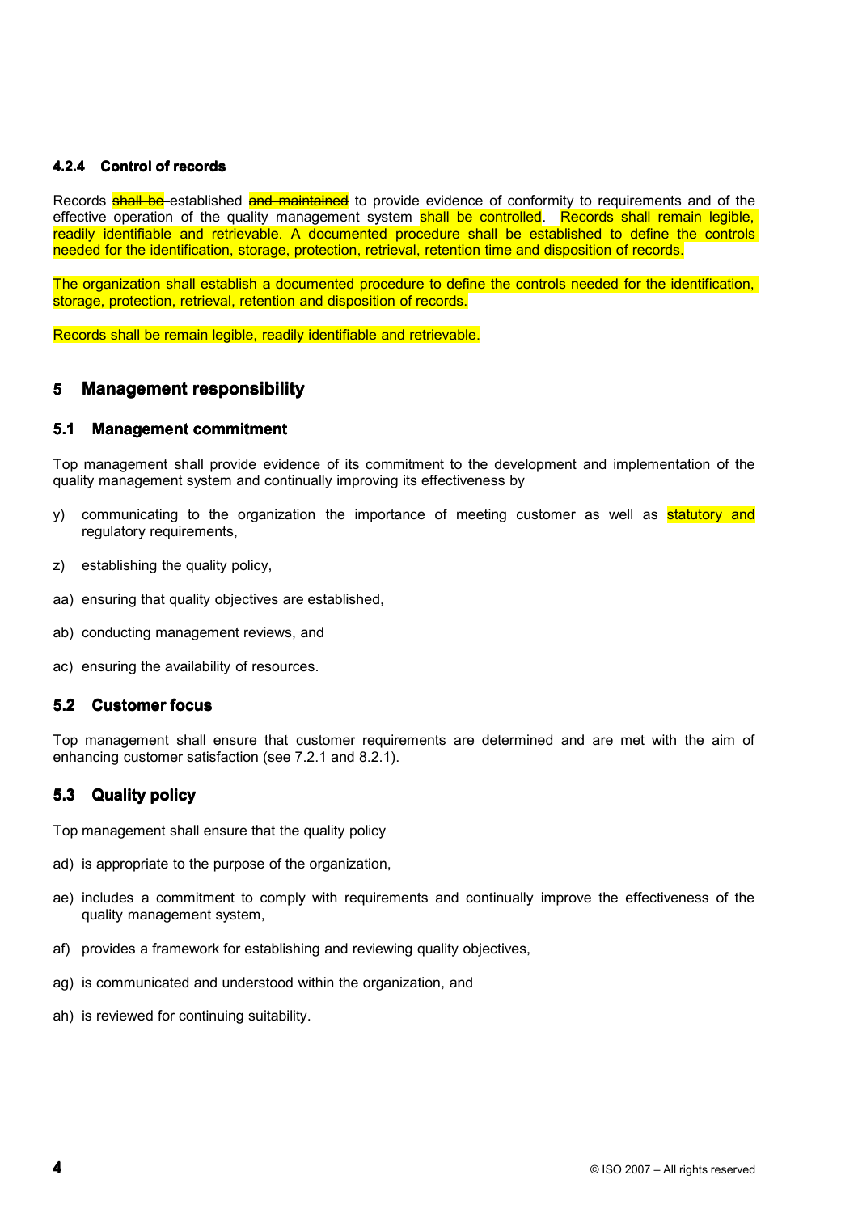#### 4.2.4 Control of records

Records ~~shall be~~ established ~~and maintained~~ to provide evidence of conformity to requirements and of the effective operation of the quality management system shall be controlled. ~~Records shall remain legible, readily identifiable and retrievable. A documented procedure shall be established to define the controls needed for the identification, storage, protection, retrieval, retention time and disposition of records.~~

The organization shall establish a documented procedure to define the controls needed for the identification, storage, protection, retrieval, retention and disposition of records.

Records shall be remain legible, readily identifiable and retrievable.

## 5 Management responsibility

### 5.1 Management commitment

Top management shall provide evidence of its commitment to the development and implementation of the quality management system and continually improving its effectiveness by

y) communicating to the organization the importance of meeting customer as well as statutory and regulatory requirements,

z) establishing the quality policy,

aa) ensuring that quality objectives are established,

ab) conducting management reviews, and

ac) ensuring the availability of resources.

### 5.2 Customer focus

Top management shall ensure that customer requirements are determined and are met with the aim of enhancing customer satisfaction (see 7.2.1 and 8.2.1).

### 5.3 Quality policy

Top management shall ensure that the quality policy

ad) is appropriate to the purpose of the organization,

ae) includes a commitment to comply with requirements and continually improve the effectiveness of the quality management system,

af) provides a framework for establishing and reviewing quality objectives,

ag) is communicated and understood within the organization, and

ah) is reviewed for continuing suitability.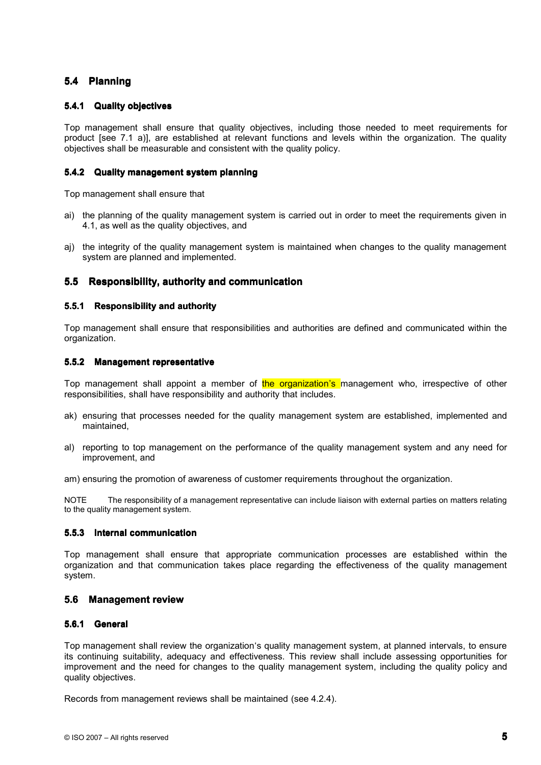## 5.4 Planning

### 5.4.1 Quality objectives

Top management shall ensure that quality objectives, including those needed to meet requirements for product [see 7.1 a)], are established at relevant functions and levels within the organization. The quality objectives shall be measurable and consistent with the quality policy.

### 5.4.2 Quality management system planning

Top management shall ensure that

ai) the planning of the quality management system is carried out in order to meet the requirements given in 4.1, as well as the quality objectives, and

aj) the integrity of the quality management system is maintained when changes to the quality management system are planned and implemented.

## 5.5 Responsibility, authority and communication

### 5.5.1 Responsibility and authority

Top management shall ensure that responsibilities and authorities are defined and communicated within the organization.

### 5.5.2 Management representative

Top management shall appoint a member of the organization's management who, irrespective of other responsibilities, shall have responsibility and authority that includes.

ak) ensuring that processes needed for the quality management system are established, implemented and maintained,

al) reporting to top management on the performance of the quality management system and any need for improvement, and

am) ensuring the promotion of awareness of customer requirements throughout the organization.

NOTE The responsibility of a management representative can include liaison with external parties on matters relating to the quality management system.

### 5.5.3 Internal communication

Top management shall ensure that appropriate communication processes are established within the organization and that communication takes place regarding the effectiveness of the quality management system.

## 5.6 Management review

### 5.6.1 General

Top management shall review the organization's quality management system, at planned intervals, to ensure its continuing suitability, adequacy and effectiveness. This review shall include assessing opportunities for improvement and the need for changes to the quality management system, including the quality policy and quality objectives.

Records from management reviews shall be maintained (see 4.2.4).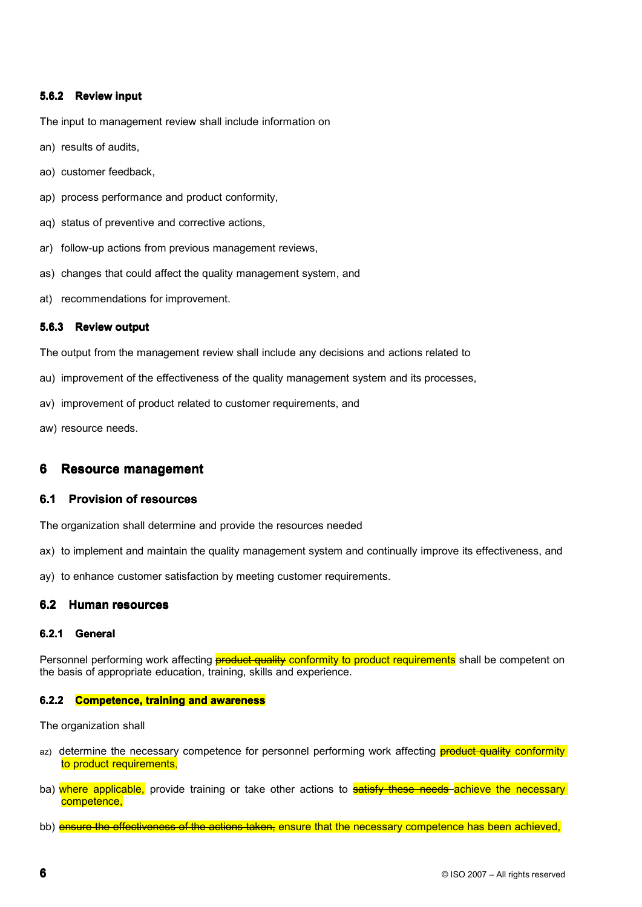#### 5.6.2 Review input

The input to management review shall include information on

an) results of audits,

ao) customer feedback,

ap) process performance and product conformity,

aq) status of preventive and corrective actions,

ar) follow-up actions from previous management reviews,

as) changes that could affect the quality management system, and

at) recommendations for improvement.

#### 5.6.3 Review output

The output from the management review shall include any decisions and actions related to

au) improvement of the effectiveness of the quality management system and its processes,

av) improvement of product related to customer requirements, and

aw) resource needs.

## 6 Resource management

### 6.1 Provision of resources

The organization shall determine and provide the resources needed

ax) to implement and maintain the quality management system and continually improve its effectiveness, and

ay) to enhance customer satisfaction by meeting customer requirements.

### 6.2 Human resources

#### 6.2.1 General

Personnel performing work affecting ~~product quality~~ conformity to product requirements shall be competent on the basis of appropriate education, training, skills and experience.

#### 6.2.2 Competence, training and awareness

The organization shall

az) determine the necessary competence for personnel performing work affecting ~~product quality~~ conformity to product requirements,

ba) where applicable, provide training or take other actions to ~~satisfy these needs~~ achieve the necessary competence,

bb) ~~ensure the effectiveness of the actions taken,~~ ensure that the necessary competence has been achieved,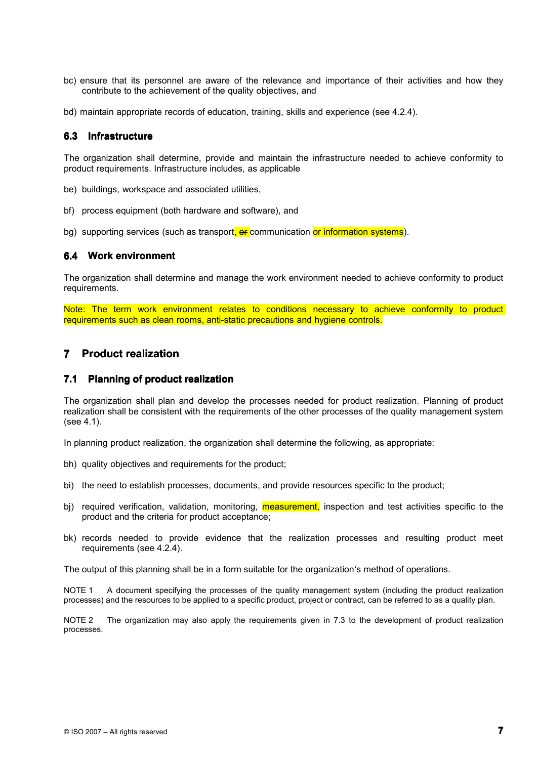bc) ensure that its personnel are aware of the relevance and importance of their activities and how they contribute to the achievement of the quality objectives, and

bd) maintain appropriate records of education, training, skills and experience (see 4.2.4).

### 6.3 Infrastructure

The organization shall determine, provide and maintain the infrastructure needed to achieve conformity to product requirements. Infrastructure includes, as applicable

be) buildings, workspace and associated utilities,

bf) process equipment (both hardware and software), and

bg) supporting services (such as transport, ~~or~~ communication or information systems).

### 6.4 Work environment

The organization shall determine and manage the work environment needed to achieve conformity to product requirements.

Note: The term work environment relates to conditions necessary to achieve conformity to product requirements such as clean rooms, anti-static precautions and hygiene controls.

## 7 Product realization

### 7.1 Planning of product realization

The organization shall plan and develop the processes needed for product realization. Planning of product realization shall be consistent with the requirements of the other processes of the quality management system (see 4.1).

In planning product realization, the organization shall determine the following, as appropriate:

bh) quality objectives and requirements for the product;

bi) the need to establish processes, documents, and provide resources specific to the product;

bj) required verification, validation, monitoring, measurement, inspection and test activities specific to the product and the criteria for product acceptance;

bk) records needed to provide evidence that the realization processes and resulting product meet requirements (see 4.2.4).

The output of this planning shall be in a form suitable for the organization's method of operations.

NOTE 1 A document specifying the processes of the quality management system (including the product realization processes) and the resources to be applied to a specific product, project or contract, can be referred to as a quality plan.

NOTE 2 The organization may also apply the requirements given in 7.3 to the development of product realization processes.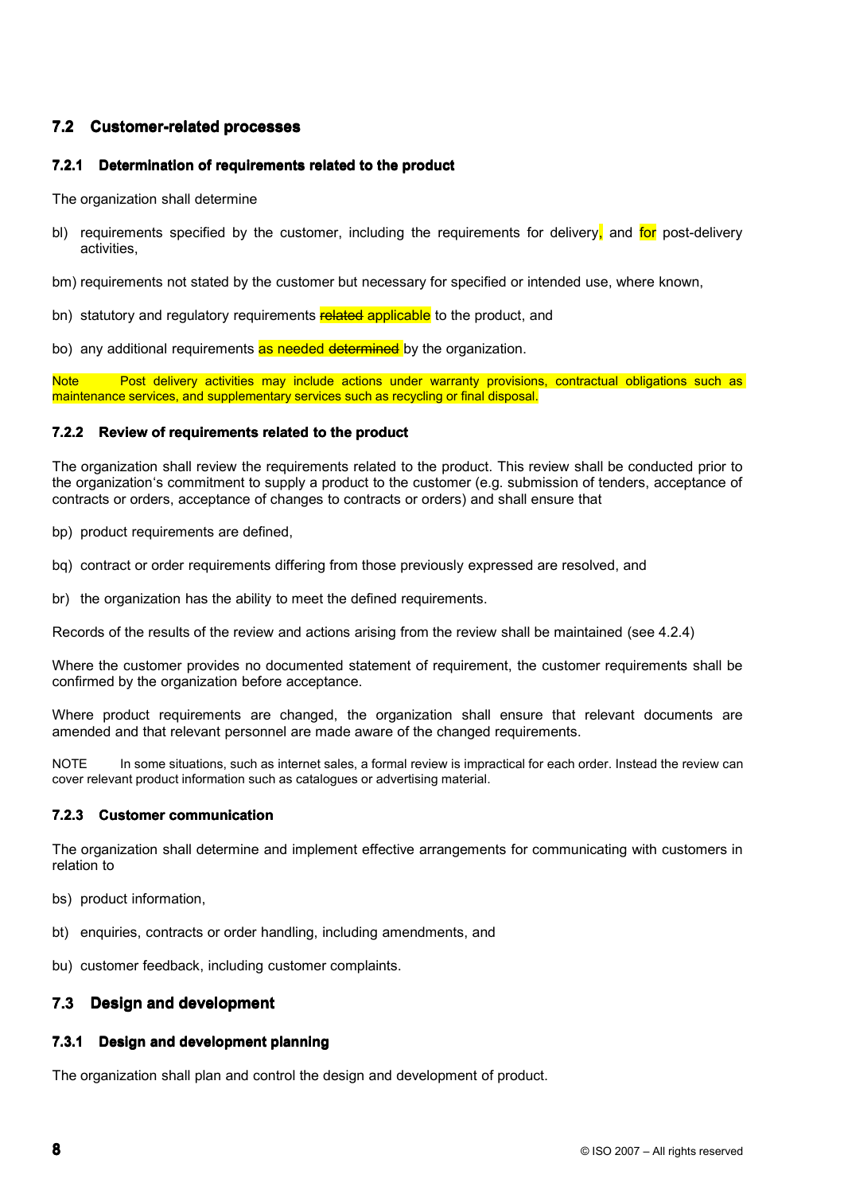## 7.2 Customer-related processes

### 7.2.1 Determination of requirements related to the product

The organization shall determine

bl) requirements specified by the customer, including the requirements for delivery, and for post-delivery activities,

bm) requirements not stated by the customer but necessary for specified or intended use, where known,

bn) statutory and regulatory requirements ~~related~~ applicable to the product, and

bo) any additional requirements as needed ~~determined~~ by the organization.

Note Post delivery activities may include actions under warranty provisions, contractual obligations such as maintenance services, and supplementary services such as recycling or final disposal.

### 7.2.2 Review of requirements related to the product

The organization shall review the requirements related to the product. This review shall be conducted prior to the organization's commitment to supply a product to the customer (e.g. submission of tenders, acceptance of contracts or orders, acceptance of changes to contracts or orders) and shall ensure that

bp) product requirements are defined,

bq) contract or order requirements differing from those previously expressed are resolved, and

br) the organization has the ability to meet the defined requirements.

Records of the results of the review and actions arising from the review shall be maintained (see 4.2.4)

Where the customer provides no documented statement of requirement, the customer requirements shall be confirmed by the organization before acceptance.

Where product requirements are changed, the organization shall ensure that relevant documents are amended and that relevant personnel are made aware of the changed requirements.

NOTE In some situations, such as internet sales, a formal review is impractical for each order. Instead the review can cover relevant product information such as catalogues or advertising material.

### 7.2.3 Customer communication

The organization shall determine and implement effective arrangements for communicating with customers in relation to

bs) product information,

bt) enquiries, contracts or order handling, including amendments, and

bu) customer feedback, including customer complaints.

## 7.3 Design and development

### 7.3.1 Design and development planning

The organization shall plan and control the design and development of product.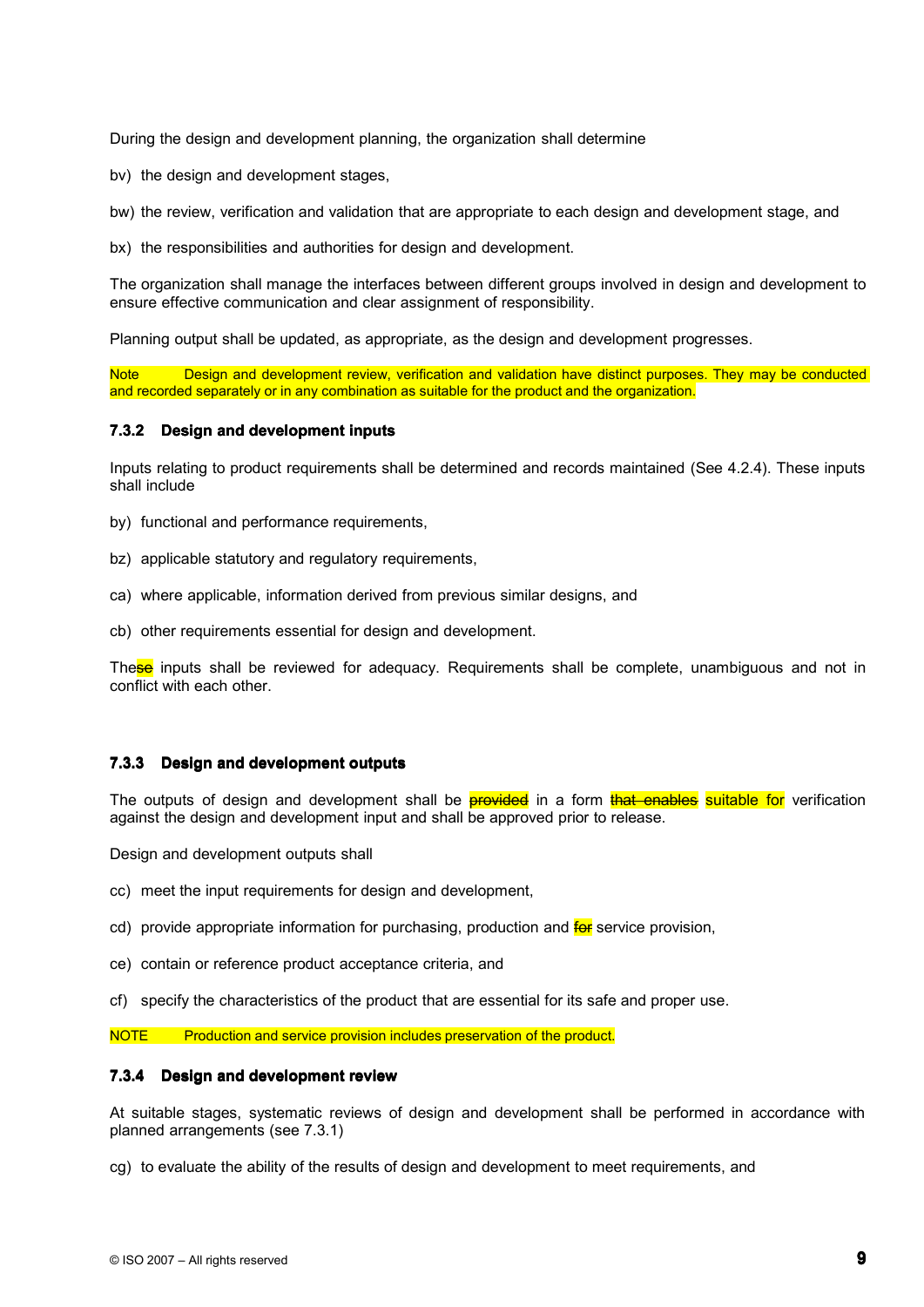During the design and development planning, the organization shall determine

bv) the design and development stages,

bw) the review, verification and validation that are appropriate to each design and development stage, and

bx) the responsibilities and authorities for design and development.

The organization shall manage the interfaces between different groups involved in design and development to ensure effective communication and clear assignment of responsibility.

Planning output shall be updated, as appropriate, as the design and development progresses.

Note Design and development review, verification and validation have distinct purposes. They may be conducted and recorded separately or in any combination as suitable for the product and the organization.

#### 7.3.2 Design and development inputs

Inputs relating to product requirements shall be determined and records maintained (See 4.2.4). These inputs shall include

by) functional and performance requirements,

bz) applicable statutory and regulatory requirements,

ca) where applicable, information derived from previous similar designs, and

cb) other requirements essential for design and development.

These inputs shall be reviewed for adequacy. Requirements shall be complete, unambiguous and not in conflict with each other.

#### 7.3.3 Design and development outputs

The outputs of design and development shall be ~~provided~~ in a form ~~that enables~~ suitable for verification against the design and development input and shall be approved prior to release.

Design and development outputs shall

cc) meet the input requirements for design and development,

cd) provide appropriate information for purchasing, production and ~~for~~ service provision,

ce) contain or reference product acceptance criteria, and

cf) specify the characteristics of the product that are essential for its safe and proper use.

NOTE Production and service provision includes preservation of the product.

#### 7.3.4 Design and development review

At suitable stages, systematic reviews of design and development shall be performed in accordance with planned arrangements (see 7.3.1)

cg) to evaluate the ability of the results of design and development to meet requirements, and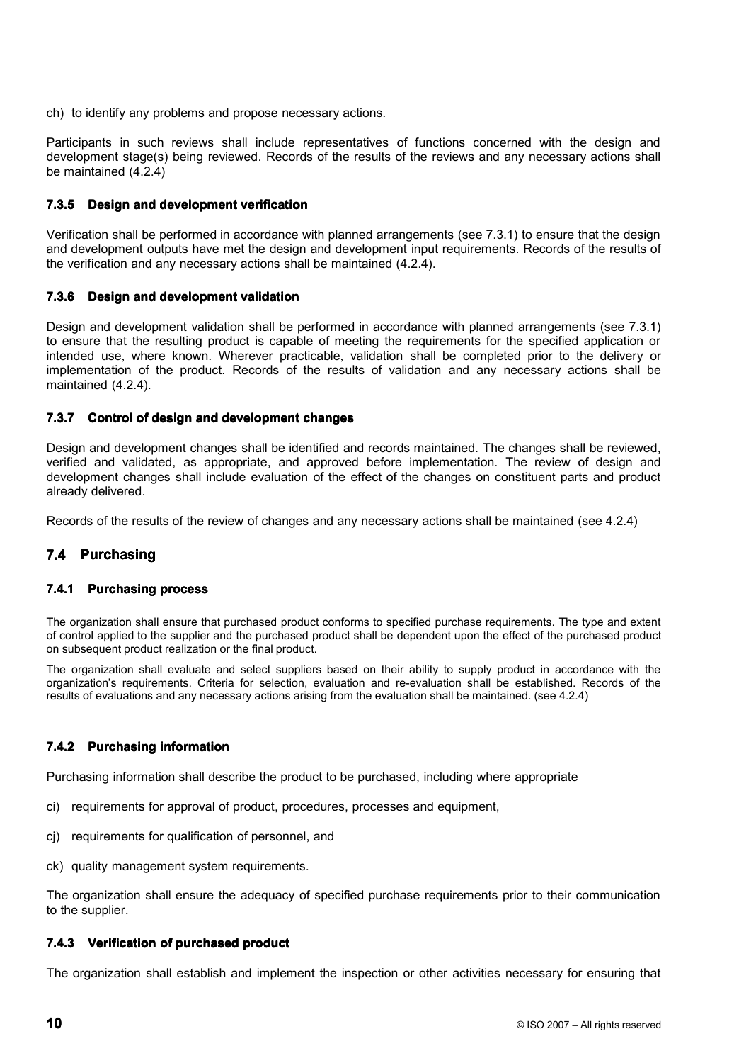ch) to identify any problems and propose necessary actions.

Participants in such reviews shall include representatives of functions concerned with the design and development stage(s) being reviewed. Records of the results of the reviews and any necessary actions shall be maintained (4.2.4)

#### 7.3.5 Design and development verification

Verification shall be performed in accordance with planned arrangements (see 7.3.1) to ensure that the design and development outputs have met the design and development input requirements. Records of the results of the verification and any necessary actions shall be maintained (4.2.4).

#### 7.3.6 Design and development validation

Design and development validation shall be performed in accordance with planned arrangements (see 7.3.1) to ensure that the resulting product is capable of meeting the requirements for the specified application or intended use, where known. Wherever practicable, validation shall be completed prior to the delivery or implementation of the product. Records of the results of validation and any necessary actions shall be maintained (4.2.4).

#### 7.3.7 Control of design and development changes

Design and development changes shall be identified and records maintained. The changes shall be reviewed, verified and validated, as appropriate, and approved before implementation. The review of design and development changes shall include evaluation of the effect of the changes on constituent parts and product already delivered.

Records of the results of the review of changes and any necessary actions shall be maintained (see 4.2.4)

### 7.4 Purchasing

#### 7.4.1 Purchasing process

The organization shall ensure that purchased product conforms to specified purchase requirements. The type and extent of control applied to the supplier and the purchased product shall be dependent upon the effect of the purchased product on subsequent product realization or the final product.

The organization shall evaluate and select suppliers based on their ability to supply product in accordance with the organization's requirements. Criteria for selection, evaluation and re-evaluation shall be established. Records of the results of evaluations and any necessary actions arising from the evaluation shall be maintained. (see 4.2.4)

#### 7.4.2 Purchasing information

Purchasing information shall describe the product to be purchased, including where appropriate

ci) requirements for approval of product, procedures, processes and equipment,

cj) requirements for qualification of personnel, and

ck) quality management system requirements.

The organization shall ensure the adequacy of specified purchase requirements prior to their communication to the supplier.

#### 7.4.3 Verification of purchased product

The organization shall establish and implement the inspection or other activities necessary for ensuring that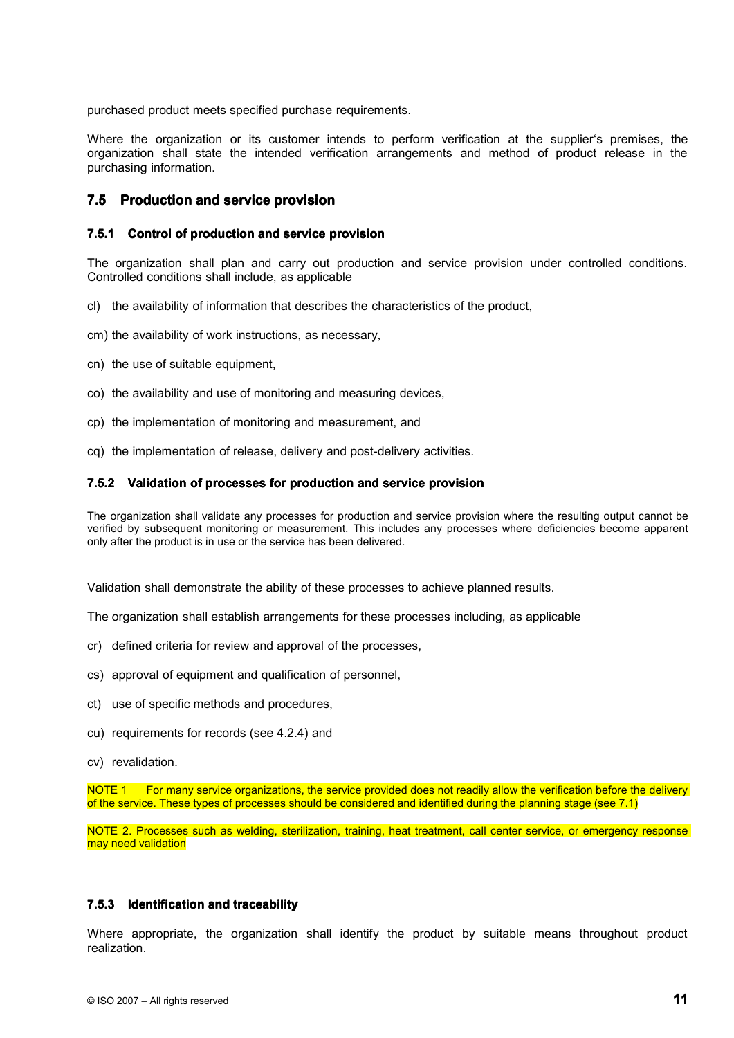purchased product meets specified purchase requirements.

Where the organization or its customer intends to perform verification at the supplier's premises, the organization shall state the intended verification arrangements and method of product release in the purchasing information.

## 7.5 Production and service provision

### 7.5.1 Control of production and service provision

The organization shall plan and carry out production and service provision under controlled conditions. Controlled conditions shall include, as applicable

cl) the availability of information that describes the characteristics of the product,

cm) the availability of work instructions, as necessary,

cn) the use of suitable equipment,

co) the availability and use of monitoring and measuring devices,

cp) the implementation of monitoring and measurement, and

cq) the implementation of release, delivery and post-delivery activities.

### 7.5.2 Validation of processes for production and service provision

The organization shall validate any processes for production and service provision where the resulting output cannot be verified by subsequent monitoring or measurement. This includes any processes where deficiencies become apparent only after the product is in use or the service has been delivered.

Validation shall demonstrate the ability of these processes to achieve planned results.

The organization shall establish arrangements for these processes including, as applicable

cr) defined criteria for review and approval of the processes,

cs) approval of equipment and qualification of personnel,

ct) use of specific methods and procedures,

cu) requirements for records (see 4.2.4) and

cv) revalidation.

NOTE 1 For many service organizations, the service provided does not readily allow the verification before the delivery of the service. These types of processes should be considered and identified during the planning stage (see 7.1)

NOTE 2. Processes such as welding, sterilization, training, heat treatment, call center service, or emergency response may need validation

### 7.5.3 Identification and traceability

Where appropriate, the organization shall identify the product by suitable means throughout product realization.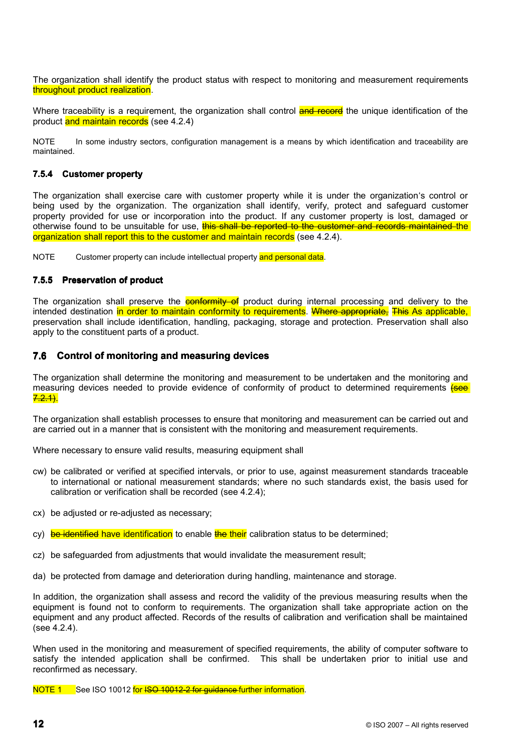The organization shall identify the product status with respect to monitoring and measurement requirements throughout product realization.

Where traceability is a requirement, the organization shall control ~~and record~~ the unique identification of the product and maintain records (see 4.2.4)

NOTE In some industry sectors, configuration management is a means by which identification and traceability are maintained.

### 7.5.4 Customer property

The organization shall exercise care with customer property while it is under the organization's control or being used by the organization. The organization shall identify, verify, protect and safeguard customer property provided for use or incorporation into the product. If any customer property is lost, damaged or otherwise found to be unsuitable for use, ~~this shall be reported to the customer and records maintained~~ the organization shall report this to the customer and maintain records (see 4.2.4).

NOTE Customer property can include intellectual property and personal data.

### 7.5.5 Preservation of product

The organization shall preserve the ~~conformity of~~ product during internal processing and delivery to the intended destination in order to maintain conformity to requirements. ~~Where appropriate,~~ ~~This~~ As applicable, preservation shall include identification, handling, packaging, storage and protection. Preservation shall also apply to the constituent parts of a product.

## 7.6 Control of monitoring and measuring devices

The organization shall determine the monitoring and measurement to be undertaken and the monitoring and measuring devices needed to provide evidence of conformity of product to determined requirements ~~(see 7.2.1)~~.

The organization shall establish processes to ensure that monitoring and measurement can be carried out and are carried out in a manner that is consistent with the monitoring and measurement requirements.

Where necessary to ensure valid results, measuring equipment shall

cw) be calibrated or verified at specified intervals, or prior to use, against measurement standards traceable to international or national measurement standards; where no such standards exist, the basis used for calibration or verification shall be recorded (see 4.2.4);

cx) be adjusted or re-adjusted as necessary;

cy) ~~be identified~~ have identification to enable ~~the~~ their calibration status to be determined;

cz) be safeguarded from adjustments that would invalidate the measurement result;

da) be protected from damage and deterioration during handling, maintenance and storage.

In addition, the organization shall assess and record the validity of the previous measuring results when the equipment is found not to conform to requirements. The organization shall take appropriate action on the equipment and any product affected. Records of the results of calibration and verification shall be maintained (see 4.2.4).

When used in the monitoring and measurement of specified requirements, the ability of computer software to satisfy the intended application shall be confirmed. This shall be undertaken prior to initial use and reconfirmed as necessary.

NOTE 1 See ISO 10012 for ~~ISO 10012-2 for guidance~~ further information.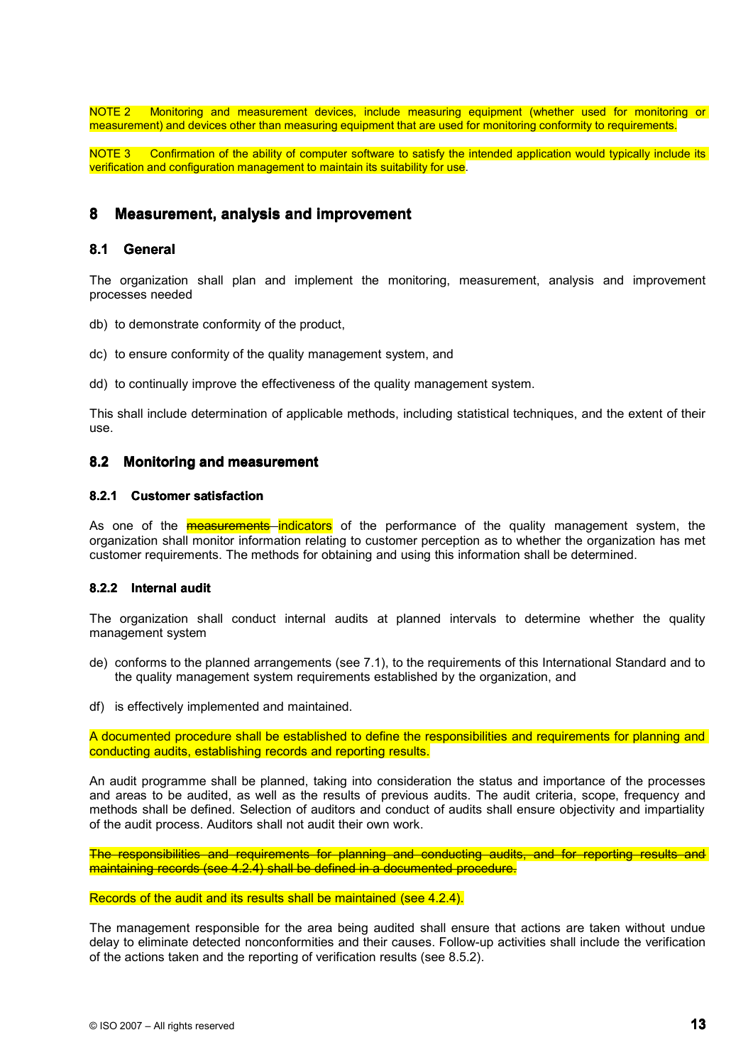NOTE 2 Monitoring and measurement devices, include measuring equipment (whether used for monitoring or measurement) and devices other than measuring equipment that are used for monitoring conformity to requirements.

NOTE 3 Confirmation of the ability of computer software to satisfy the intended application would typically include its verification and configuration management to maintain its suitability for use.

# 8 Measurement, analysis and improvement

## 8.1 General

The organization shall plan and implement the monitoring, measurement, analysis and improvement processes needed

db) to demonstrate conformity of the product,

dc) to ensure conformity of the quality management system, and

dd) to continually improve the effectiveness of the quality management system.

This shall include determination of applicable methods, including statistical techniques, and the extent of their use.

## 8.2 Monitoring and measurement

### 8.2.1 Customer satisfaction

As one of the ~~measurements~~ indicators of the performance of the quality management system, the organization shall monitor information relating to customer perception as to whether the organization has met customer requirements. The methods for obtaining and using this information shall be determined.

### 8.2.2 Internal audit

The organization shall conduct internal audits at planned intervals to determine whether the quality management system

de) conforms to the planned arrangements (see 7.1), to the requirements of this International Standard and to the quality management system requirements established by the organization, and

df) is effectively implemented and maintained.

A documented procedure shall be established to define the responsibilities and requirements for planning and conducting audits, establishing records and reporting results.

An audit programme shall be planned, taking into consideration the status and importance of the processes and areas to be audited, as well as the results of previous audits. The audit criteria, scope, frequency and methods shall be defined. Selection of auditors and conduct of audits shall ensure objectivity and impartiality of the audit process. Auditors shall not audit their own work.

~~The responsibilities and requirements for planning and conducting audits, and for reporting results and maintaining records (see 4.2.4) shall be defined in a documented procedure.~~

Records of the audit and its results shall be maintained (see 4.2.4).

The management responsible for the area being audited shall ensure that actions are taken without undue delay to eliminate detected nonconformities and their causes. Follow-up activities shall include the verification of the actions taken and the reporting of verification results (see 8.5.2).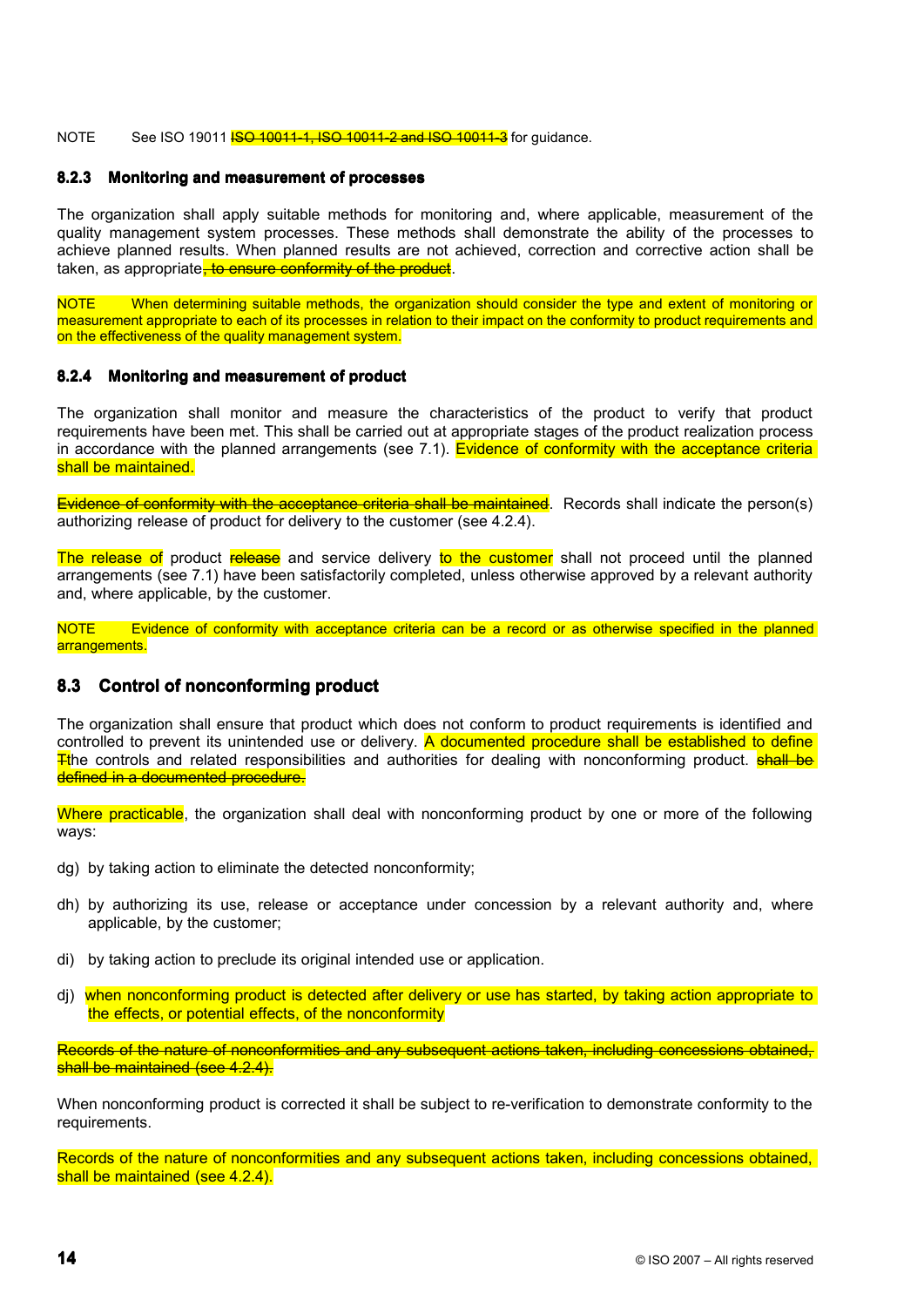NOTE See ISO 19011 ~~ISO 10011-1, ISO 10011-2 and ISO 10011-3~~ for guidance.

### 8.2.3 Monitoring and measurement of processes

The organization shall apply suitable methods for monitoring and, where applicable, measurement of the quality management system processes. These methods shall demonstrate the ability of the processes to achieve planned results. When planned results are not achieved, correction and corrective action shall be taken, as appropriate~~, to ensure conformity of the product~~.

NOTE When determining suitable methods, the organization should consider the type and extent of monitoring or measurement appropriate to each of its processes in relation to their impact on the conformity to product requirements and on the effectiveness of the quality management system.

### 8.2.4 Monitoring and measurement of product

The organization shall monitor and measure the characteristics of the product to verify that product requirements have been met. This shall be carried out at appropriate stages of the product realization process in accordance with the planned arrangements (see 7.1). Evidence of conformity with the acceptance criteria shall be maintained.

~~Evidence of conformity with the acceptance criteria shall be maintained~~. Records shall indicate the person(s) authorizing release of product for delivery to the customer (see 4.2.4).

The release of product ~~release~~ and service delivery to the customer shall not proceed until the planned arrangements (see 7.1) have been satisfactorily completed, unless otherwise approved by a relevant authority and, where applicable, by the customer.

NOTE Evidence of conformity with acceptance criteria can be a record or as otherwise specified in the planned arrangements.

## 8.3 Control of nonconforming product

The organization shall ensure that product which does not conform to product requirements is identified and controlled to prevent its unintended use or delivery. A documented procedure shall be established to define ~~T~~the controls and related responsibilities and authorities for dealing with nonconforming product. ~~shall be defined in a documented procedure.~~

Where practicable, the organization shall deal with nonconforming product by one or more of the following ways:

dg) by taking action to eliminate the detected nonconformity;

dh) by authorizing its use, release or acceptance under concession by a relevant authority and, where applicable, by the customer;

di) by taking action to preclude its original intended use or application.

dj) when nonconforming product is detected after delivery or use has started, by taking action appropriate to the effects, or potential effects, of the nonconformity

~~Records of the nature of nonconformities and any subsequent actions taken, including concessions obtained, shall be maintained (see 4.2.4).~~

When nonconforming product is corrected it shall be subject to re-verification to demonstrate conformity to the requirements.

Records of the nature of nonconformities and any subsequent actions taken, including concessions obtained, shall be maintained (see 4.2.4).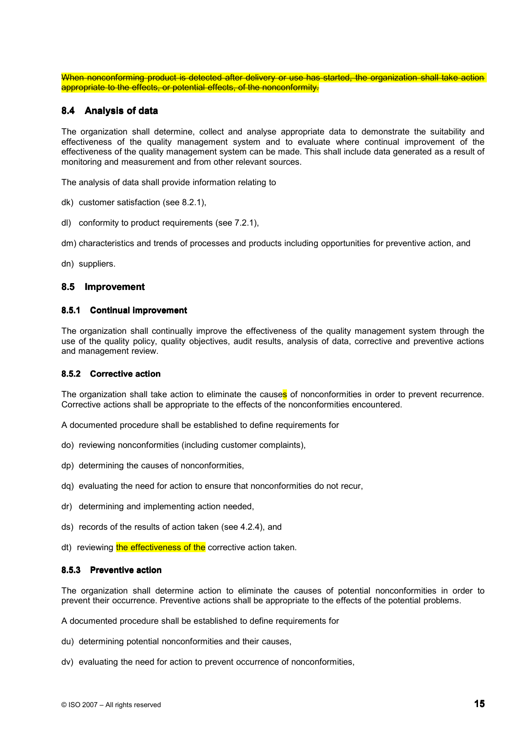~~When nonconforming product is detected after delivery or use has started, the organization shall take action appropriate to the effects, or potential effects, of the nonconformity.~~

## 8.4 Analysis of data

The organization shall determine, collect and analyse appropriate data to demonstrate the suitability and effectiveness of the quality management system and to evaluate where continual improvement of the effectiveness of the quality management system can be made. This shall include data generated as a result of monitoring and measurement and from other relevant sources.

The analysis of data shall provide information relating to

dk) customer satisfaction (see 8.2.1),

dl) conformity to product requirements (see 7.2.1),

dm) characteristics and trends of processes and products including opportunities for preventive action, and

dn) suppliers.

## 8.5 Improvement

### 8.5.1 Continual improvement

The organization shall continually improve the effectiveness of the quality management system through the use of the quality policy, quality objectives, audit results, analysis of data, corrective and preventive actions and management review.

### 8.5.2 Corrective action

The organization shall take action to eliminate the causes of nonconformities in order to prevent recurrence. Corrective actions shall be appropriate to the effects of the nonconformities encountered.

A documented procedure shall be established to define requirements for

do) reviewing nonconformities (including customer complaints),

dp) determining the causes of nonconformities,

dq) evaluating the need for action to ensure that nonconformities do not recur,

dr) determining and implementing action needed,

ds) records of the results of action taken (see 4.2.4), and

dt) reviewing the effectiveness of the corrective action taken.

### 8.5.3 Preventive action

The organization shall determine action to eliminate the causes of potential nonconformities in order to prevent their occurrence. Preventive actions shall be appropriate to the effects of the potential problems.

A documented procedure shall be established to define requirements for

du) determining potential nonconformities and their causes,

dv) evaluating the need for action to prevent occurrence of nonconformities,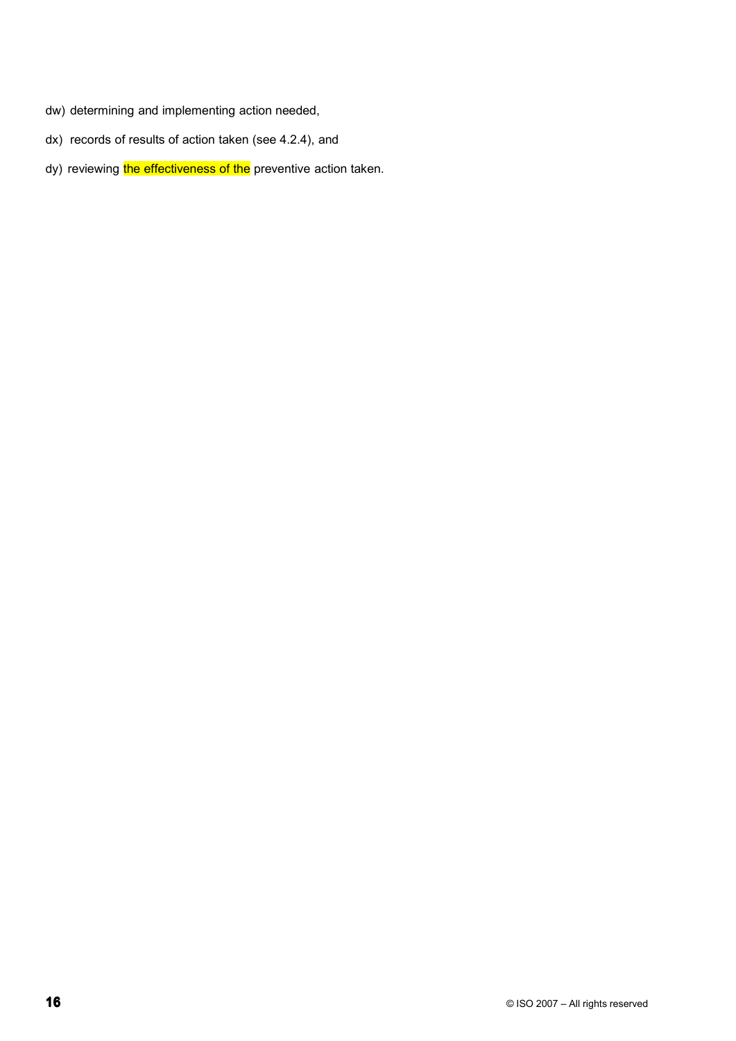dw) determining and implementing action needed,

dx) records of results of action taken (see 4.2.4), and

dy) reviewing the effectiveness of the preventive action taken.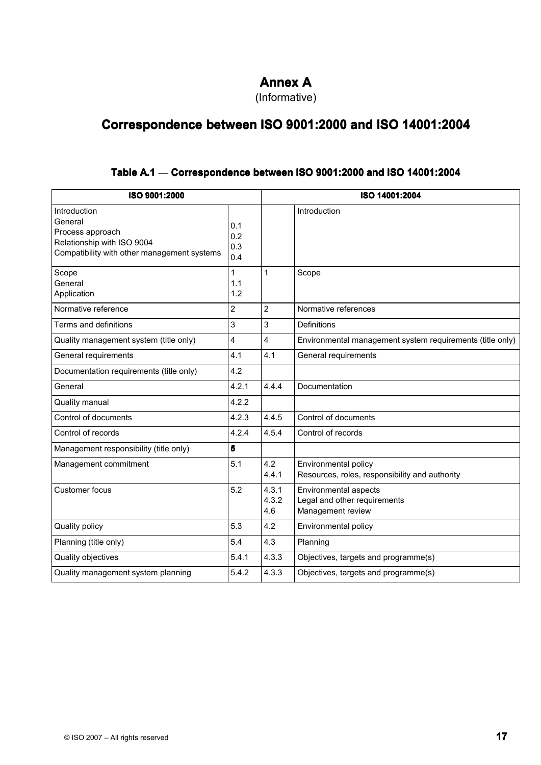# Annex A

(Informative)

## Correspondence between ISO 9001:2000 and ISO 14001:2004

**Table A.1 — Correspondence between ISO 9001:2000 and ISO 14001:2004**

| ISO 9001:2000 | | ISO 14001:2004 | |
|---|---|---|---|
| Introduction<br>General<br>Process approach<br>Relationship with ISO 9004<br>Compatibility with other management systems | <br>0.1<br>0.2<br>0.3<br>0.4 | | Introduction |
| Scope<br>General<br>Application | 1<br>1.1<br>1.2 | 1 | Scope |
| Normative reference | 2 | 2 | Normative references |
| Terms and definitions | 3 | 3 | Definitions |
| Quality management system (title only) | 4 | 4 | Environmental management system requirements (title only) |
| General requirements | 4.1 | 4.1 | General requirements |
| Documentation requirements (title only) | 4.2 | | |
| General | 4.2.1 | 4.4.4 | Documentation |
| Quality manual | 4.2.2 | | |
| Control of documents | 4.2.3 | 4.4.5 | Control of documents |
| Control of records | 4.2.4 | 4.5.4 | Control of records |
| Management responsibility (title only) | **5** | | |
| Management commitment | 5.1 | 4.2<br>4.4.1 | Environmental policy<br>Resources, roles, responsibility and authority |
| Customer focus | 5.2 | 4.3.1<br>4.3.2<br>4.6 | Environmental aspects<br>Legal and other requirements<br>Management review |
| Quality policy | 5.3 | 4.2 | Environmental policy |
| Planning (title only) | 5.4 | 4.3 | Planning |
| Quality objectives | 5.4.1 | 4.3.3 | Objectives, targets and programme(s) |
| Quality management system planning | 5.4.2 | 4.3.3 | Objectives, targets and programme(s) |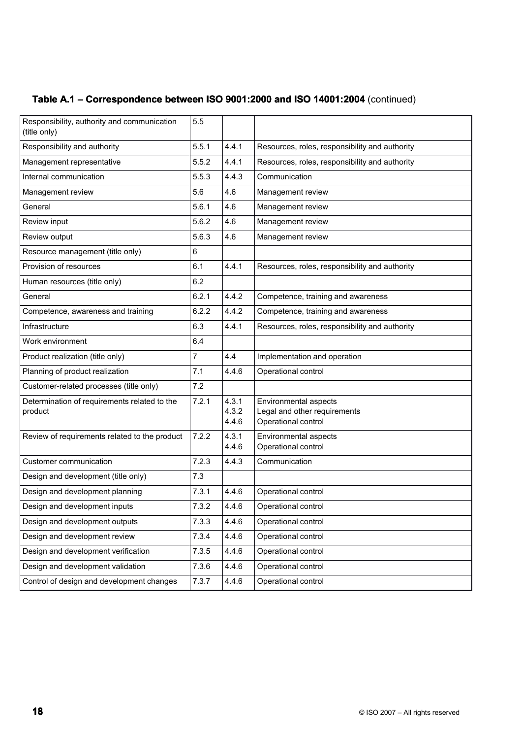**Table A.1 – Correspondence between ISO 9001:2000 and ISO 14001:2004** (continued)

| | | | |
|---|---|---|---|
| Responsibility, authority and communication (title only) | 5.5 | | |
| Responsibility and authority | 5.5.1 | 4.4.1 | Resources, roles, responsibility and authority |
| Management representative | 5.5.2 | 4.4.1 | Resources, roles, responsibility and authority |
| Internal communication | 5.5.3 | 4.4.3 | Communication |
| Management review | 5.6 | 4.6 | Management review |
| General | 5.6.1 | 4.6 | Management review |
| Review input | 5.6.2 | 4.6 | Management review |
| Review output | 5.6.3 | 4.6 | Management review |
| Resource management (title only) | 6 | | |
| Provision of resources | 6.1 | 4.4.1 | Resources, roles, responsibility and authority |
| Human resources (title only) | 6.2 | | |
| General | 6.2.1 | 4.4.2 | Competence, training and awareness |
| Competence, awareness and training | 6.2.2 | 4.4.2 | Competence, training and awareness |
| Infrastructure | 6.3 | 4.4.1 | Resources, roles, responsibility and authority |
| Work environment | 6.4 | | |
| Product realization (title only) | 7 | 4.4 | Implementation and operation |
| Planning of product realization | 7.1 | 4.4.6 | Operational control |
| Customer-related processes (title only) | 7.2 | | |
| Determination of requirements related to the product | 7.2.1 | 4.3.1<br>4.3.2<br>4.4.6 | Environmental aspects<br>Legal and other requirements<br>Operational control |
| Review of requirements related to the product | 7.2.2 | 4.3.1<br>4.4.6 | Environmental aspects<br>Operational control |
| Customer communication | 7.2.3 | 4.4.3 | Communication |
| Design and development (title only) | 7.3 | | |
| Design and development planning | 7.3.1 | 4.4.6 | Operational control |
| Design and development inputs | 7.3.2 | 4.4.6 | Operational control |
| Design and development outputs | 7.3.3 | 4.4.6 | Operational control |
| Design and development review | 7.3.4 | 4.4.6 | Operational control |
| Design and development verification | 7.3.5 | 4.4.6 | Operational control |
| Design and development validation | 7.3.6 | 4.4.6 | Operational control |
| Control of design and development changes | 7.3.7 | 4.4.6 | Operational control |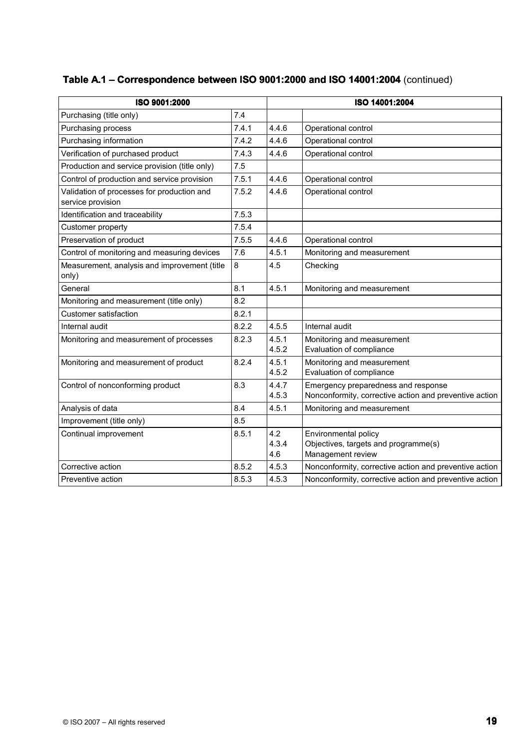**Table A.1 – Correspondence between ISO 9001:2000 and ISO 14001:2004** (continued)

| ISO 9001:2000 | | ISO 14001:2004 | |
|---|---|---|---|
| Purchasing (title only) | 7.4 | | |
| Purchasing process | 7.4.1 | 4.4.6 | Operational control |
| Purchasing information | 7.4.2 | 4.4.6 | Operational control |
| Verification of purchased product | 7.4.3 | 4.4.6 | Operational control |
| Production and service provision (title only) | 7.5 | | |
| Control of production and service provision | 7.5.1 | 4.4.6 | Operational control |
| Validation of processes for production and service provision | 7.5.2 | 4.4.6 | Operational control |
| Identification and traceability | 7.5.3 | | |
| Customer property | 7.5.4 | | |
| Preservation of product | 7.5.5 | 4.4.6 | Operational control |
| Control of monitoring and measuring devices | 7.6 | 4.5.1 | Monitoring and measurement |
| Measurement, analysis and improvement (title only) | 8 | 4.5 | Checking |
| General | 8.1 | 4.5.1 | Monitoring and measurement |
| Monitoring and measurement (title only) | 8.2 | | |
| Customer satisfaction | 8.2.1 | | |
| Internal audit | 8.2.2 | 4.5.5 | Internal audit |
| Monitoring and measurement of processes | 8.2.3 | 4.5.1<br>4.5.2 | Monitoring and measurement<br>Evaluation of compliance |
| Monitoring and measurement of product | 8.2.4 | 4.5.1<br>4.5.2 | Monitoring and measurement<br>Evaluation of compliance |
| Control of nonconforming product | 8.3 | 4.4.7<br>4.5.3 | Emergency preparedness and response<br>Nonconformity, corrective action and preventive action |
| Analysis of data | 8.4 | 4.5.1 | Monitoring and measurement |
| Improvement (title only) | 8.5 | | |
| Continual improvement | 8.5.1 | 4.2<br>4.3.4<br>4.6 | Environmental policy<br>Objectives, targets and programme(s)<br>Management review |
| Corrective action | 8.5.2 | 4.5.3 | Nonconformity, corrective action and preventive action |
| Preventive action | 8.5.3 | 4.5.3 | Nonconformity, corrective action and preventive action |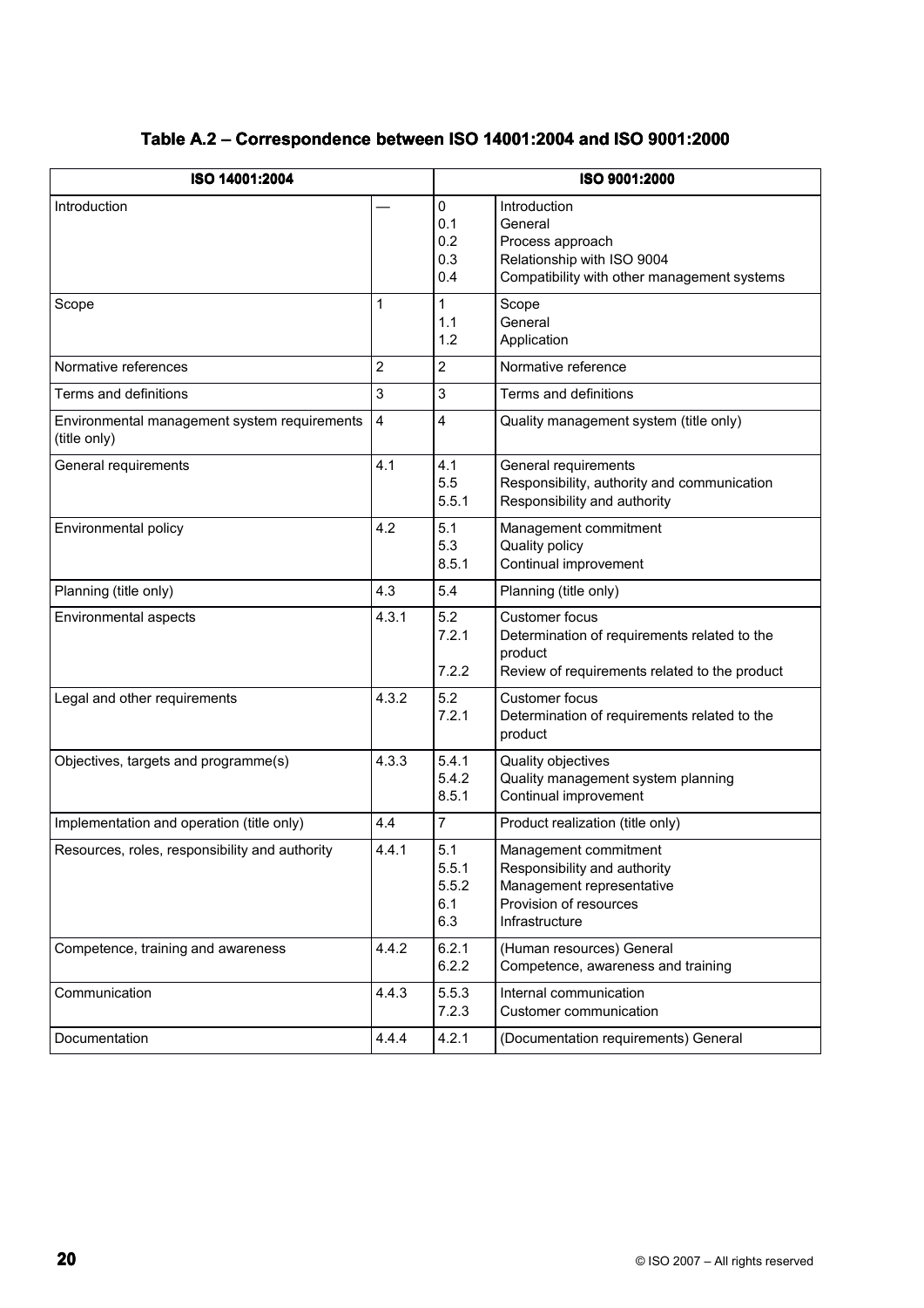**Table A.2 – Correspondence between ISO 14001:2004 and ISO 9001:2000**

| ISO 14001:2004 | | ISO 9001:2000 | |
|---|---|---|---|
| Introduction | — | 0<br>0.1<br>0.2<br>0.3<br>0.4 | Introduction<br>General<br>Process approach<br>Relationship with ISO 9004<br>Compatibility with other management systems |
| Scope | 1 | 1<br>1.1<br>1.2 | Scope<br>General<br>Application |
| Normative references | 2 | 2 | Normative reference |
| Terms and definitions | 3 | 3 | Terms and definitions |
| Environmental management system requirements (title only) | 4 | 4 | Quality management system (title only) |
| General requirements | 4.1 | 4.1<br>5.5<br>5.5.1 | General requirements<br>Responsibility, authority and communication<br>Responsibility and authority |
| Environmental policy | 4.2 | 5.1<br>5.3<br>8.5.1 | Management commitment<br>Quality policy<br>Continual improvement |
| Planning (title only) | 4.3 | 5.4 | Planning (title only) |
| Environmental aspects | 4.3.1 | 5.2<br>7.2.1<br><br>7.2.2 | Customer focus<br>Determination of requirements related to the product<br>Review of requirements related to the product |
| Legal and other requirements | 4.3.2 | 5.2<br>7.2.1 | Customer focus<br>Determination of requirements related to the product |
| Objectives, targets and programme(s) | 4.3.3 | 5.4.1<br>5.4.2<br>8.5.1 | Quality objectives<br>Quality management system planning<br>Continual improvement |
| Implementation and operation (title only) | 4.4 | 7 | Product realization (title only) |
| Resources, roles, responsibility and authority | 4.4.1 | 5.1<br>5.5.1<br>5.5.2<br>6.1<br>6.3 | Management commitment<br>Responsibility and authority<br>Management representative<br>Provision of resources<br>Infrastructure |
| Competence, training and awareness | 4.4.2 | 6.2.1<br>6.2.2 | (Human resources) General<br>Competence, awareness and training |
| Communication | 4.4.3 | 5.5.3<br>7.2.3 | Internal communication<br>Customer communication |
| Documentation | 4.4.4 | 4.2.1 | (Documentation requirements) General |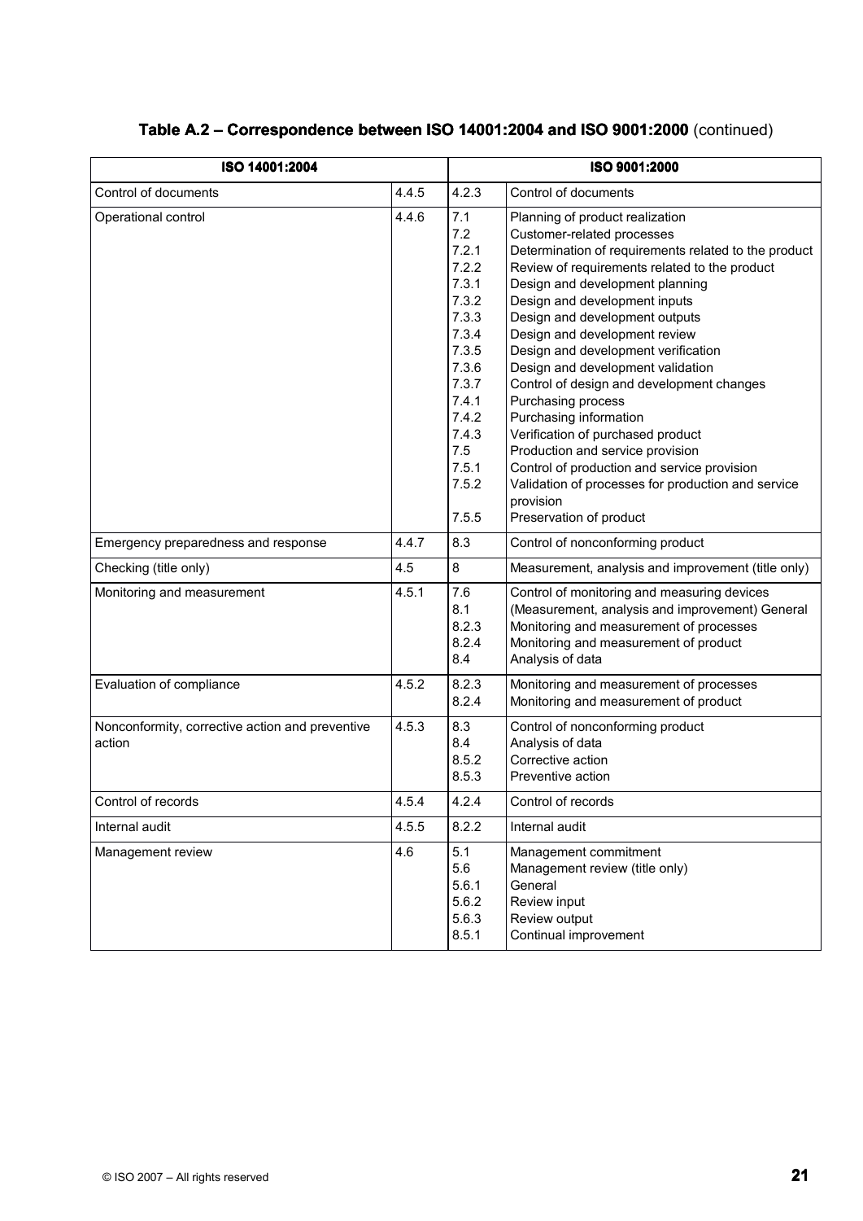**Table A.2 – Correspondence between ISO 14001:2004 and ISO 9001:2000** (continued)

| ISO 14001:2004 | | ISO 9001:2000 | |
|---|---|---|---|
| Control of documents | 4.4.5 | 4.2.3 | Control of documents |
| Operational control | 4.4.6 | 7.1<br>7.2<br>7.2.1<br>7.2.2<br>7.3.1<br>7.3.2<br>7.3.3<br>7.3.4<br>7.3.5<br>7.3.6<br>7.3.7<br>7.4.1<br>7.4.2<br>7.4.3<br>7.5<br>7.5.1<br>7.5.2<br><br>7.5.5 | Planning of product realization<br>Customer-related processes<br>Determination of requirements related to the product<br>Review of requirements related to the product<br>Design and development planning<br>Design and development inputs<br>Design and development outputs<br>Design and development review<br>Design and development verification<br>Design and development validation<br>Control of design and development changes<br>Purchasing process<br>Purchasing information<br>Verification of purchased product<br>Production and service provision<br>Control of production and service provision<br>Validation of processes for production and service provision<br>Preservation of product |
| Emergency preparedness and response | 4.4.7 | 8.3 | Control of nonconforming product |
| Checking (title only) | 4.5 | 8 | Measurement, analysis and improvement (title only) |
| Monitoring and measurement | 4.5.1 | 7.6<br>8.1<br>8.2.3<br>8.2.4<br>8.4 | Control of monitoring and measuring devices<br>(Measurement, analysis and improvement) General<br>Monitoring and measurement of processes<br>Monitoring and measurement of product<br>Analysis of data |
| Evaluation of compliance | 4.5.2 | 8.2.3<br>8.2.4 | Monitoring and measurement of processes<br>Monitoring and measurement of product |
| Nonconformity, corrective action and preventive action | 4.5.3 | 8.3<br>8.4<br>8.5.2<br>8.5.3 | Control of nonconforming product<br>Analysis of data<br>Corrective action<br>Preventive action |
| Control of records | 4.5.4 | 4.2.4 | Control of records |
| Internal audit | 4.5.5 | 8.2.2 | Internal audit |
| Management review | 4.6 | 5.1<br>5.6<br>5.6.1<br>5.6.2<br>5.6.3<br>8.5.1 | Management commitment<br>Management review (title only)<br>General<br>Review input<br>Review output<br>Continual improvement |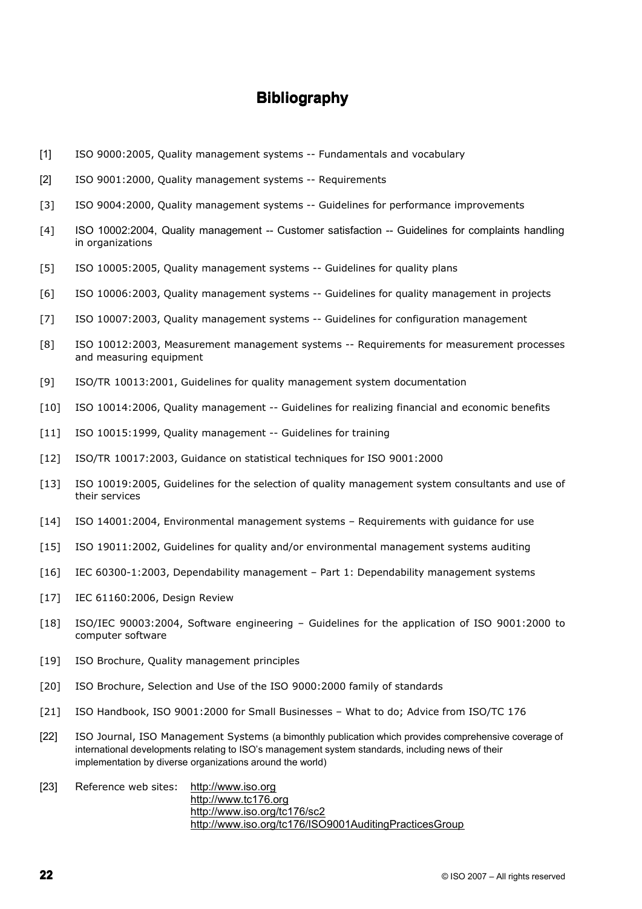# Bibliography

[1] ISO 9000:2005, Quality management systems -- Fundamentals and vocabulary

[2] ISO 9001:2000, Quality management systems -- Requirements

[3] ISO 9004:2000, Quality management systems -- Guidelines for performance improvements

[4] ISO 10002:2004, Quality management -- Customer satisfaction -- Guidelines for complaints handling in organizations

[5] ISO 10005:2005, Quality management systems -- Guidelines for quality plans

[6] ISO 10006:2003, Quality management systems -- Guidelines for quality management in projects

[7] ISO 10007:2003, Quality management systems -- Guidelines for configuration management

[8] ISO 10012:2003, Measurement management systems -- Requirements for measurement processes and measuring equipment

[9] ISO/TR 10013:2001, Guidelines for quality management system documentation

[10] ISO 10014:2006, Quality management -- Guidelines for realizing financial and economic benefits

[11] ISO 10015:1999, Quality management -- Guidelines for training

[12] ISO/TR 10017:2003, Guidance on statistical techniques for ISO 9001:2000

[13] ISO 10019:2005, Guidelines for the selection of quality management system consultants and use of their services

[14] ISO 14001:2004, Environmental management systems – Requirements with guidance for use

[15] ISO 19011:2002, Guidelines for quality and/or environmental management systems auditing

[16] IEC 60300-1:2003, Dependability management – Part 1: Dependability management systems

[17] IEC 61160:2006, Design Review

[18] ISO/IEC 90003:2004, Software engineering – Guidelines for the application of ISO 9001:2000 to computer software

[19] ISO Brochure, Quality management principles

[20] ISO Brochure, Selection and Use of the ISO 9000:2000 family of standards

[21] ISO Handbook, ISO 9001:2000 for Small Businesses – What to do; Advice from ISO/TC 176

[22] ISO Journal, ISO Management Systems (a bimonthly publication which provides comprehensive coverage of international developments relating to ISO's management system standards, including news of their implementation by diverse organizations around the world)

[23] Reference web sites: http://www.iso.org
http://www.tc176.org
http://www.iso.org/tc176/sc2
http://www.iso.org/tc176/ISO9001AuditingPracticesGroup